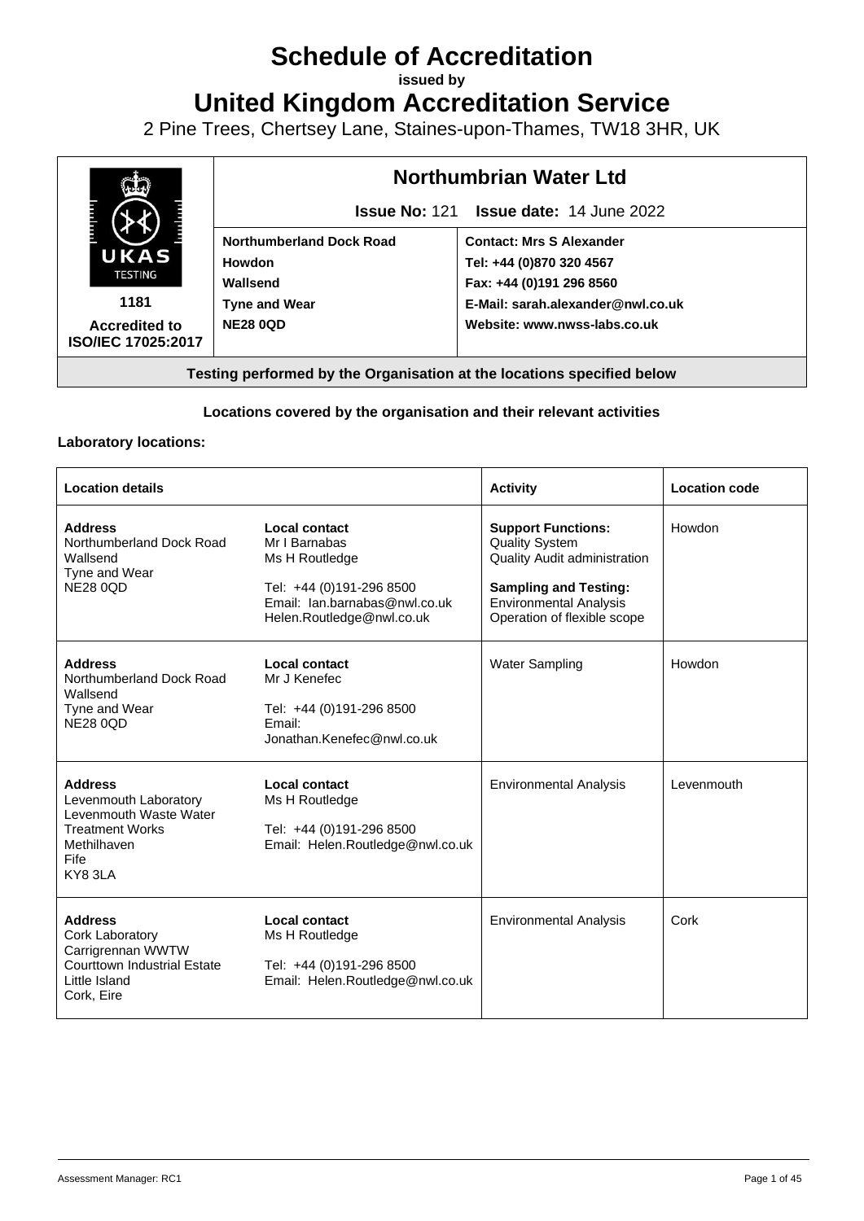# Schedule of Accreditation

**issued by**

# United Kingdom Accreditation Service

2 Pine Trees, Chertsey Lane, Staines-upon-Thames, TW18 3HR, UK

| UKAS TESTING 1181 **Accredited to ISO/IEC 17025:2017** | **Northumbrian Water Ltd** | |
|---|---|---|
| | **Issue No:** 121 **Issue date:** 14 June 2022 | |
| | **Northumberland Dock Road**<br>**Howdon**<br>**Wallsend**<br>**Tyne and Wear**<br>**NE28 0QD** | **Contact: Mrs S Alexander**<br>**Tel: +44 (0)870 320 4567**<br>**Fax: +44 (0)191 296 8560**<br>**E-Mail: sarah.alexander@nwl.co.uk**<br>**Website: www.nwss-labs.co.uk** |

**Testing performed by the Organisation at the locations specified below**

**Locations covered by the organisation and their relevant activities**

**Laboratory locations:**

| Location details | | Activity | Location code |
|---|---|---|---|
| **Address**<br>Northumberland Dock Road<br>Wallsend<br>Tyne and Wear<br>NE28 0QD | **Local contact**<br>Mr I Barnabas<br>Ms H Routledge<br><br>Tel: +44 (0)191-296 8500<br>Email: Ian.barnabas@nwl.co.uk<br>Helen.Routledge@nwl.co.uk | **Support Functions:**<br>Quality System<br>Quality Audit administration<br><br>**Sampling and Testing:**<br>Environmental Analysis<br>Operation of flexible scope | Howdon |
| **Address**<br>Northumberland Dock Road<br>Wallsend<br>Tyne and Wear<br>NE28 0QD | **Local contact**<br>Mr J Kenefec<br><br>Tel: +44 (0)191-296 8500<br>Email:<br>Jonathan.Kenefec@nwl.co.uk | Water Sampling | Howdon |
| **Address**<br>Levenmouth Laboratory<br>Levenmouth Waste Water Treatment Works<br>Methilhaven<br>Fife<br>KY8 3LA | **Local contact**<br>Ms H Routledge<br><br>Tel: +44 (0)191-296 8500<br>Email: Helen.Routledge@nwl.co.uk | Environmental Analysis | Levenmouth |
| **Address**<br>Cork Laboratory<br>Carrigrennan WWTW<br>Courttown Industrial Estate<br>Little Island<br>Cork, Eire | **Local contact**<br>Ms H Routledge<br><br>Tel: +44 (0)191-296 8500<br>Email: Helen.Routledge@nwl.co.uk | Environmental Analysis | Cork |

Assessment Manager: RC1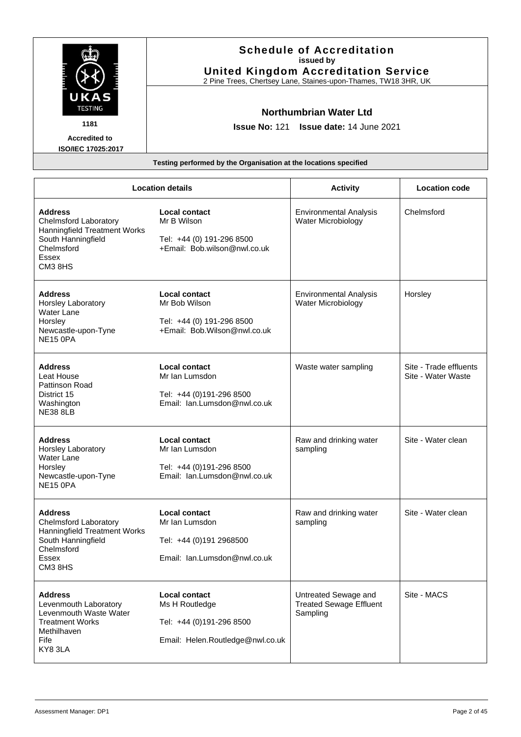**Schedule of Accreditation**
**issued by**
**United Kingdom Accreditation Service**
2 Pine Trees, Chertsey Lane, Staines-upon-Thames, TW18 3HR, UK

UKAS TESTING
**1181**
**Accredited to ISO/IEC 17025:2017**

## Northumbrian Water Ltd

**Issue No:** 121 **Issue date:** 14 June 2021

**Testing performed by the Organisation at the locations specified**

| Location details | | Activity | Location code |
|---|---|---|---|
| **Address**<br>Chelmsford Laboratory<br>Hanningfield Treatment Works<br>South Hanningfield<br>Chelmsford<br>Essex<br>CM3 8HS | **Local contact**<br>Mr B Wilson<br><br>Tel: +44 (0) 191-296 8500<br>+Email: Bob.wilson@nwl.co.uk | Environmental Analysis<br>Water Microbiology | Chelmsford |
| **Address**<br>Horsley Laboratory<br>Water Lane<br>Horsley<br>Newcastle-upon-Tyne<br>NE15 0PA | **Local contact**<br>Mr Bob Wilson<br><br>Tel: +44 (0) 191-296 8500<br>+Email: Bob.Wilson@nwl.co.uk | Environmental Analysis<br>Water Microbiology | Horsley |
| **Address**<br>Leat House<br>Pattinson Road<br>District 15<br>Washington<br>NE38 8LB | **Local contact**<br>Mr Ian Lumsdon<br><br>Tel: +44 (0)191-296 8500<br>Email: Ian.Lumsdon@nwl.co.uk | Waste water sampling | Site - Trade effluents<br>Site - Water Waste |
| **Address**<br>Horsley Laboratory<br>Water Lane<br>Horsley<br>Newcastle-upon-Tyne<br>NE15 0PA | **Local contact**<br>Mr Ian Lumsdon<br><br>Tel: +44 (0)191-296 8500<br>Email: Ian.Lumsdon@nwl.co.uk | Raw and drinking water sampling | Site - Water clean |
| **Address**<br>Chelmsford Laboratory<br>Hanningfield Treatment Works<br>South Hanningfield<br>Chelmsford<br>Essex<br>CM3 8HS | **Local contact**<br>Mr Ian Lumsdon<br><br>Tel: +44 (0)191 2968500<br><br>Email: Ian.Lumsdon@nwl.co.uk | Raw and drinking water sampling | Site - Water clean |
| **Address**<br>Levenmouth Laboratory<br>Levenmouth Waste Water Treatment Works<br>Methilhaven<br>Fife<br>KY8 3LA | **Local contact**<br>Ms H Routledge<br><br>Tel: +44 (0)191-296 8500<br><br>Email: Helen.Routledge@nwl.co.uk | Untreated Sewage and Treated Sewage Effluent Sampling | Site - MACS |

Assessment Manager: DP1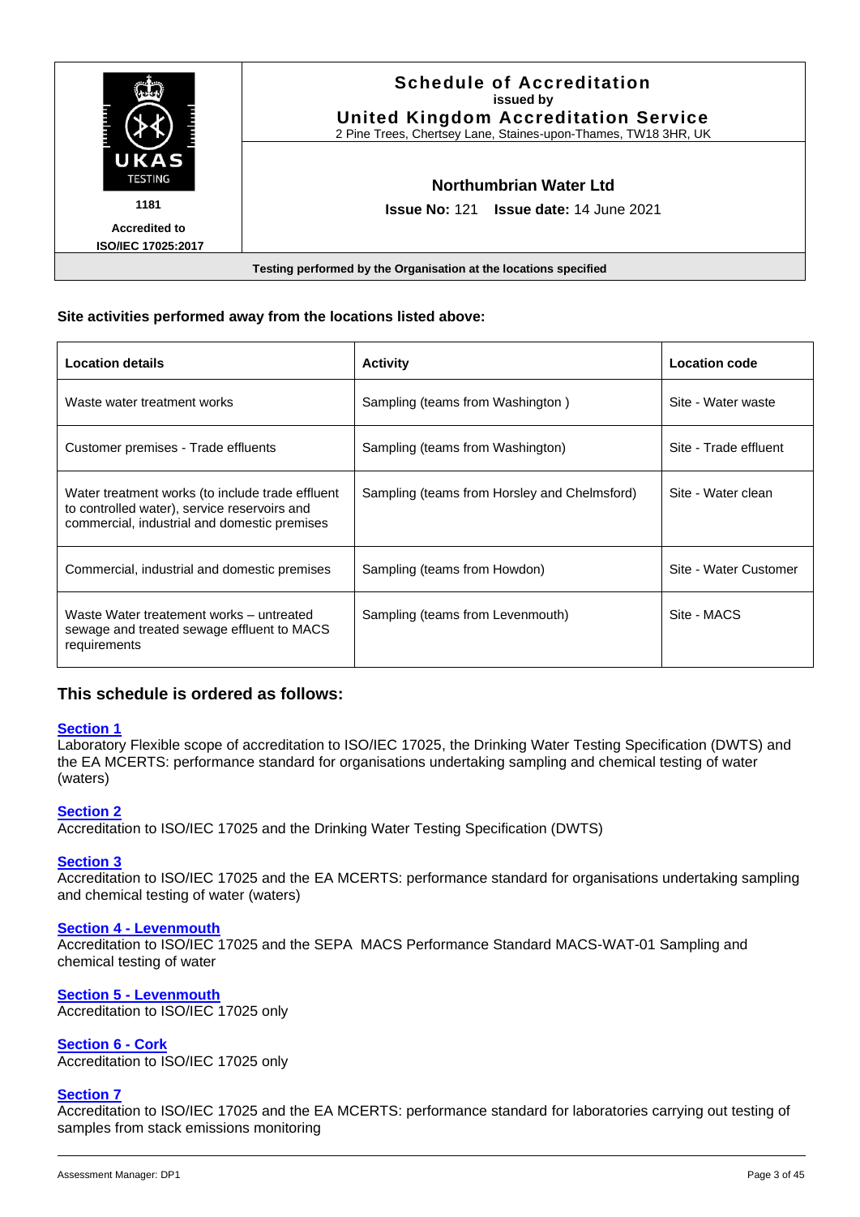**Schedule of Accreditation**
**issued by**
**United Kingdom Accreditation Service**
2 Pine Trees, Chertsey Lane, Staines-upon-Thames, TW18 3HR, UK

UKAS TESTING
1181
**Accredited to ISO/IEC 17025:2017**

**Northumbrian Water Ltd**

**Issue No:** 121 **Issue date:** 14 June 2021

**Testing performed by the Organisation at the locations specified**

### Site activities performed away from the locations listed above:

| **Location details** | **Activity** | **Location code** |
|---|---|---|
| Waste water treatment works | Sampling (teams from Washington ) | Site - Water waste |
| Customer premises - Trade effluents | Sampling (teams from Washington) | Site - Trade effluent |
| Water treatment works (to include trade effluent to controlled water), service reservoirs and commercial, industrial and domestic premises | Sampling (teams from Horsley and Chelmsford) | Site - Water clean |
| Commercial, industrial and domestic premises | Sampling (teams from Howdon) | Site - Water Customer |
| Waste Water treatement works – untreated sewage and treated sewage effluent to MACS requirements | Sampling (teams from Levenmouth) | Site - MACS |

## This schedule is ordered as follows:

**Section 1**
Laboratory Flexible scope of accreditation to ISO/IEC 17025, the Drinking Water Testing Specification (DWTS) and the EA MCERTS: performance standard for organisations undertaking sampling and chemical testing of water (waters)

**Section 2**
Accreditation to ISO/IEC 17025 and the Drinking Water Testing Specification (DWTS)

**Section 3**
Accreditation to ISO/IEC 17025 and the EA MCERTS: performance standard for organisations undertaking sampling and chemical testing of water (waters)

**Section 4 - Levenmouth**
Accreditation to ISO/IEC 17025 and the SEPA MACS Performance Standard MACS-WAT-01 Sampling and chemical testing of water

**Section 5 - Levenmouth**
Accreditation to ISO/IEC 17025 only

**Section 6 - Cork**
Accreditation to ISO/IEC 17025 only

**Section 7**
Accreditation to ISO/IEC 17025 and the EA MCERTS: performance standard for laboratories carrying out testing of samples from stack emissions monitoring

Assessment Manager: DP1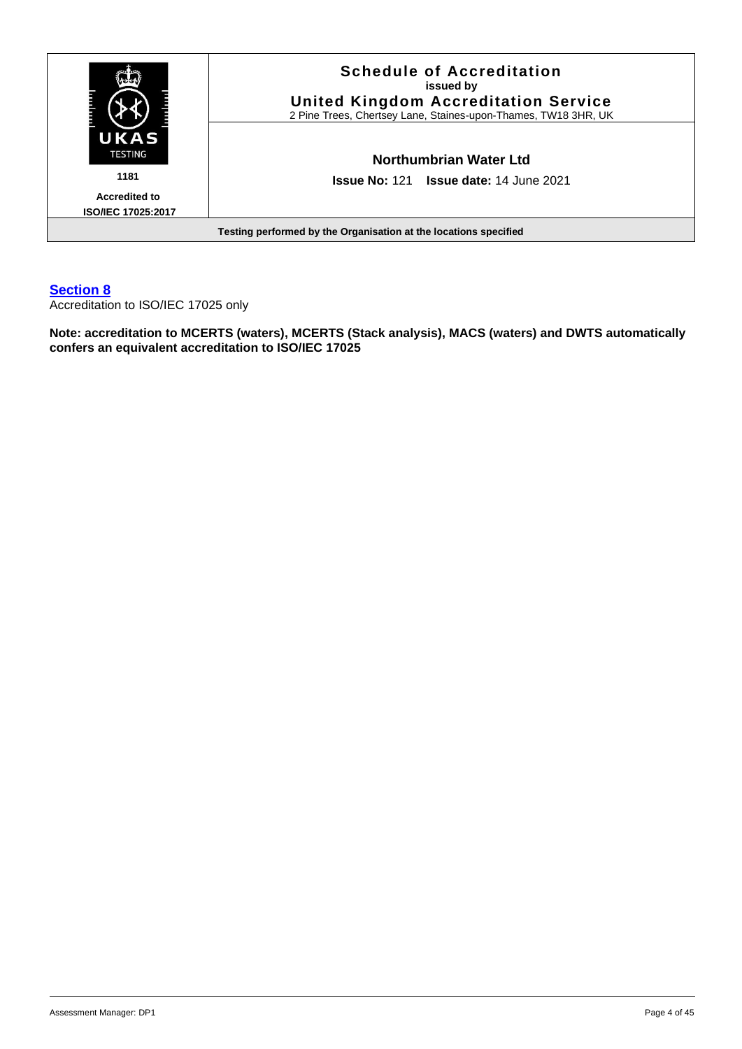| | Schedule of Accreditation issued by United Kingdom Accreditation Service 2 Pine Trees, Chertsey Lane, Staines-upon-Thames, TW18 3HR, UK |
|---|---|
| UKAS TESTING 1181 Accredited to ISO/IEC 17025:2017 | **Northumbrian Water Ltd** **Issue No:** 121 **Issue date:** 14 June 2021 |
| **Testing performed by the Organisation at the locations specified** | |

## Section 8

Accreditation to ISO/IEC 17025 only

**Note: accreditation to MCERTS (waters), MCERTS (Stack analysis), MACS (waters) and DWTS automatically confers an equivalent accreditation to ISO/IEC 17025**

Assessment Manager: DP1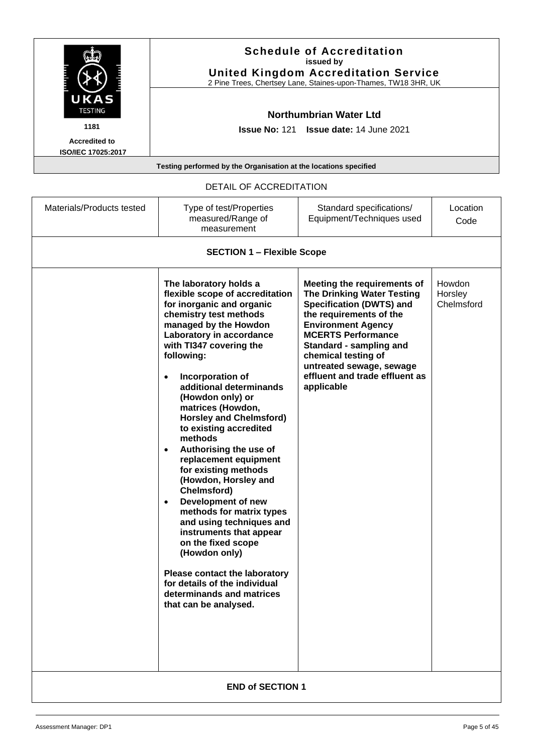**Schedule of Accreditation**
**issued by**
**United Kingdom Accreditation Service**
2 Pine Trees, Chertsey Lane, Staines-upon-Thames, TW18 3HR, UK

UKAS TESTING 1181

**Accredited to ISO/IEC 17025:2017**

**Northumbrian Water Ltd**

**Issue No:** 121 **Issue date:** 14 June 2021

**Testing performed by the Organisation at the locations specified**

DETAIL OF ACCREDITATION

| Materials/Products tested | Type of test/Properties measured/Range of measurement | Standard specifications/ Equipment/Techniques used | Location Code |
|---|---|---|---|
| **SECTION 1 – Flexible Scope** | | | |
| | **The laboratory holds a flexible scope of accreditation for inorganic and organic chemistry test methods managed by the Howdon Laboratory in accordance with TI347 covering the following:**<br>• **Incorporation of additional determinands (Howdon only) or matrices (Howdon, Horsley and Chelmsford) to existing accredited methods**<br>• **Authorising the use of replacement equipment for existing methods (Howdon, Horsley and Chelmsford)**<br>• **Development of new methods for matrix types and using techniques and instruments that appear on the fixed scope (Howdon only)**<br><br>**Please contact the laboratory for details of the individual determinands and matrices that can be analysed.** | **Meeting the requirements of The Drinking Water Testing Specification (DWTS) and the requirements of the Environment Agency MCERTS Performance Standard - sampling and chemical testing of untreated sewage, sewage effluent and trade effluent as applicable** | Howdon<br>Horsley<br>Chelmsford |
| **END of SECTION 1** | | | |

Assessment Manager: DP1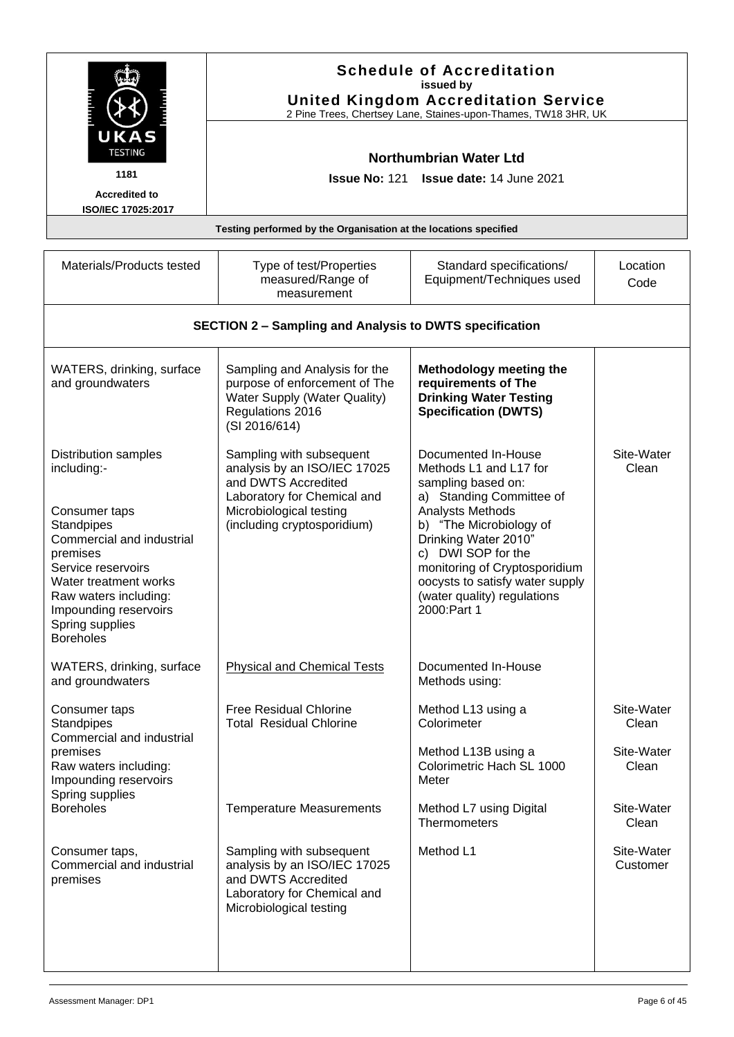**Schedule of Accreditation**
issued by
**United Kingdom Accreditation Service**
2 Pine Trees, Chertsey Lane, Staines-upon-Thames, TW18 3HR, UK

1181

**Accredited to ISO/IEC 17025:2017**

**Northumbrian Water Ltd**

**Issue No:** 121 **Issue date:** 14 June 2021

**Testing performed by the Organisation at the locations specified**

| Materials/Products tested | Type of test/Properties measured/Range of measurement | Standard specifications/ Equipment/Techniques used | Location Code |
|---|---|---|---|
| **SECTION 2 – Sampling and Analysis to DWTS specification** | | | |
| WATERS, drinking, surface and groundwaters | Sampling and Analysis for the purpose of enforcement of The Water Supply (Water Quality) Regulations 2016 (SI 2016/614) | **Methodology meeting the requirements of The Drinking Water Testing Specification (DWTS)** | |
| Distribution samples including:-<br><br>Consumer taps<br>Standpipes<br>Commercial and industrial premises<br>Service reservoirs<br>Water treatment works<br>Raw waters including:<br>Impounding reservoirs<br>Spring supplies<br>Boreholes | Sampling with subsequent analysis by an ISO/IEC 17025 and DWTS Accredited Laboratory for Chemical and Microbiological testing (including cryptosporidium) | Documented In-House Methods L1 and L17 for sampling based on:<br>a) Standing Committee of Analysts Methods<br>b) "The Microbiology of Drinking Water 2010"<br>c) DWI SOP for the monitoring of Cryptosporidium oocysts to satisfy water supply (water quality) regulations 2000:Part 1 | Site-Water Clean |
| WATERS, drinking, surface and groundwaters | Physical and Chemical Tests | Documented In-House Methods using: | |
| Consumer taps<br>Standpipes<br>Commercial and industrial premises<br>Raw waters including:<br>Impounding reservoirs<br>Spring supplies<br>Boreholes | Free Residual Chlorine<br>Total Residual Chlorine | Method L13 using a Colorimeter | Site-Water Clean |
| | | Method L13B using a Colorimetric Hach SL 1000 Meter | Site-Water Clean |
| | Temperature Measurements | Method L7 using Digital Thermometers | Site-Water Clean |
| Consumer taps, Commercial and industrial premises | Sampling with subsequent analysis by an ISO/IEC 17025 and DWTS Accredited Laboratory for Chemical and Microbiological testing | Method L1 | Site-Water Customer |

Assessment Manager: DP1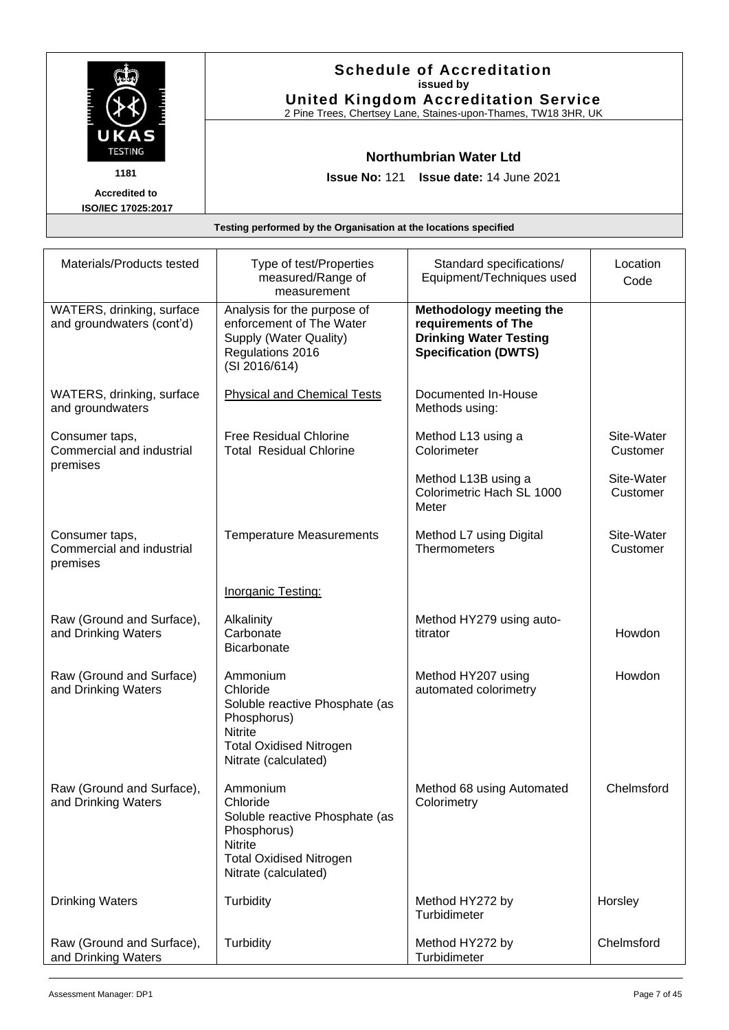# Schedule of Accreditation

issued by

**United Kingdom Accreditation Service**

2 Pine Trees, Chertsey Lane, Staines-upon-Thames, TW18 3HR, UK

UKAS TESTING 1181

Accredited to ISO/IEC 17025:2017

**Northumbrian Water Ltd**

**Issue No:** 121 **Issue date:** 14 June 2021

**Testing performed by the Organisation at the locations specified**

| Materials/Products tested | Type of test/Properties measured/Range of measurement | Standard specifications/ Equipment/Techniques used | Location Code |
|---|---|---|---|
| WATERS, drinking, surface and groundwaters (cont'd) | Analysis for the purpose of enforcement of The Water Supply (Water Quality) Regulations 2016 (SI 2016/614) | **Methodology meeting the requirements of The Drinking Water Testing Specification (DWTS)** | |
| WATERS, drinking, surface and groundwaters | Physical and Chemical Tests | Documented In-House Methods using: | |
| Consumer taps, Commercial and industrial premises | Free Residual Chlorine<br>Total Residual Chlorine | Method L13 using a Colorimeter | Site-Water Customer |
| | | Method L13B using a Colorimetric Hach SL 1000 Meter | Site-Water Customer |
| Consumer taps, Commercial and industrial premises | Temperature Measurements | Method L7 using Digital Thermometers | Site-Water Customer |
| | Inorganic Testing: | | |
| Raw (Ground and Surface), and Drinking Waters | Alkalinity<br>Carbonate<br>Bicarbonate | Method HY279 using auto-titrator | Howdon |
| Raw (Ground and Surface) and Drinking Waters | Ammonium<br>Chloride<br>Soluble reactive Phosphate (as Phosphorus)<br>Nitrite<br>Total Oxidised Nitrogen<br>Nitrate (calculated) | Method HY207 using automated colorimetry | Howdon |
| Raw (Ground and Surface), and Drinking Waters | Ammonium<br>Chloride<br>Soluble reactive Phosphate (as Phosphorus)<br>Nitrite<br>Total Oxidised Nitrogen<br>Nitrate (calculated) | Method 68 using Automated Colorimetry | Chelmsford |
| Drinking Waters | Turbidity | Method HY272 by Turbidimeter | Horsley |
| Raw (Ground and Surface), and Drinking Waters | Turbidity | Method HY272 by Turbidimeter | Chelmsford |

Assessment Manager: DP1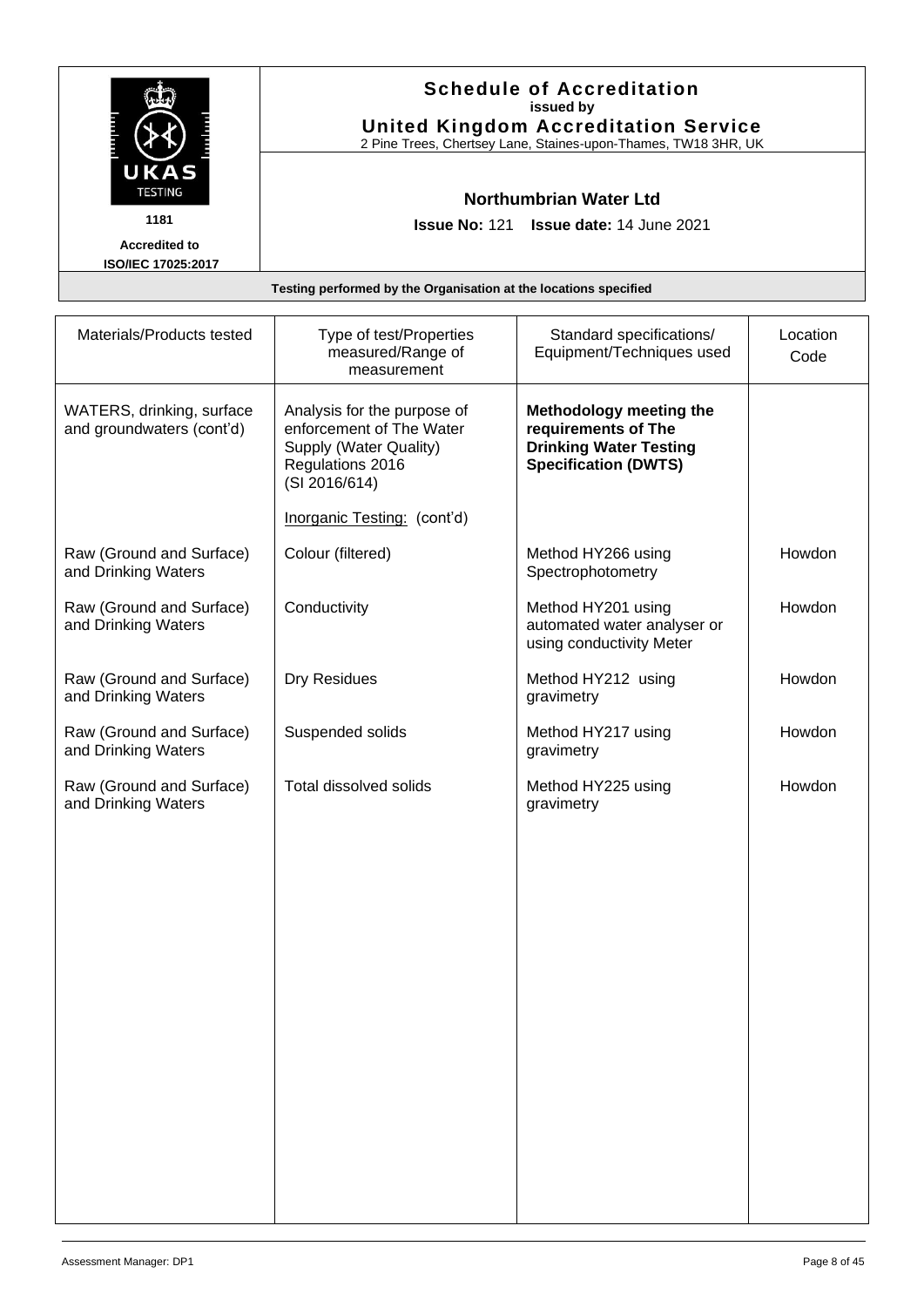**Schedule of Accreditation**
**issued by**
**United Kingdom Accreditation Service**
2 Pine Trees, Chertsey Lane, Staines-upon-Thames, TW18 3HR, UK

UKAS TESTING
**1181**
**Accredited to ISO/IEC 17025:2017**

**Northumbrian Water Ltd**

**Issue No:** 121 **Issue date:** 14 June 2021

**Testing performed by the Organisation at the locations specified**

| Materials/Products tested | Type of test/Properties measured/Range of measurement | Standard specifications/ Equipment/Techniques used | Location Code |
|---|---|---|---|
| WATERS, drinking, surface and groundwaters (cont'd) | Analysis for the purpose of enforcement of The Water Supply (Water Quality) Regulations 2016 (SI 2016/614)<br><br>Inorganic Testing: (cont'd) | **Methodology meeting the requirements of The Drinking Water Testing Specification (DWTS)** | |
| Raw (Ground and Surface) and Drinking Waters | Colour (filtered) | Method HY266 using Spectrophotometry | Howdon |
| Raw (Ground and Surface) and Drinking Waters | Conductivity | Method HY201 using automated water analyser or using conductivity Meter | Howdon |
| Raw (Ground and Surface) and Drinking Waters | Dry Residues | Method HY212 using gravimetry | Howdon |
| Raw (Ground and Surface) and Drinking Waters | Suspended solids | Method HY217 using gravimetry | Howdon |
| Raw (Ground and Surface) and Drinking Waters | Total dissolved solids | Method HY225 using gravimetry | Howdon |

Assessment Manager: DP1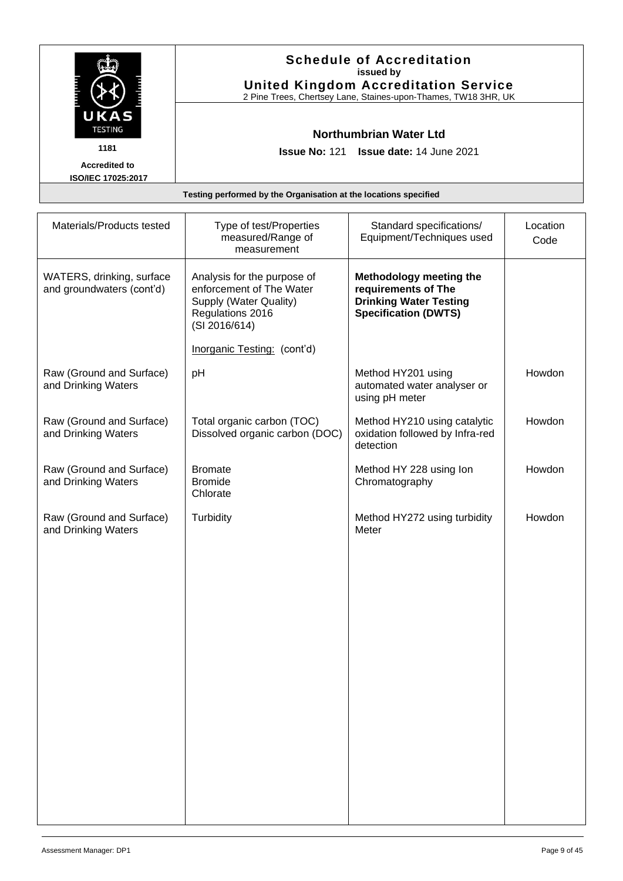**Schedule of Accreditation**
**issued by**
**United Kingdom Accreditation Service**
2 Pine Trees, Chertsey Lane, Staines-upon-Thames, TW18 3HR, UK

UKAS TESTING
**1181**
**Accredited to ISO/IEC 17025:2017**

**Northumbrian Water Ltd**

**Issue No:** 121 **Issue date:** 14 June 2021

**Testing performed by the Organisation at the locations specified**

| Materials/Products tested | Type of test/Properties measured/Range of measurement | Standard specifications/ Equipment/Techniques used | Location Code |
|---|---|---|---|
| WATERS, drinking, surface and groundwaters (cont'd) | Analysis for the purpose of enforcement of The Water Supply (Water Quality) Regulations 2016 (SI 2016/614)<br><br>Inorganic Testing: (cont'd) | **Methodology meeting the requirements of The Drinking Water Testing Specification (DWTS)** | |
| Raw (Ground and Surface) and Drinking Waters | pH | Method HY201 using automated water analyser or using pH meter | Howdon |
| Raw (Ground and Surface) and Drinking Waters | Total organic carbon (TOC)<br>Dissolved organic carbon (DOC) | Method HY210 using catalytic oxidation followed by Infra-red detection | Howdon |
| Raw (Ground and Surface) and Drinking Waters | Bromate<br>Bromide<br>Chlorate | Method HY 228 using Ion Chromatography | Howdon |
| Raw (Ground and Surface) and Drinking Waters | Turbidity | Method HY272 using turbidity Meter | Howdon |

Assessment Manager: DP1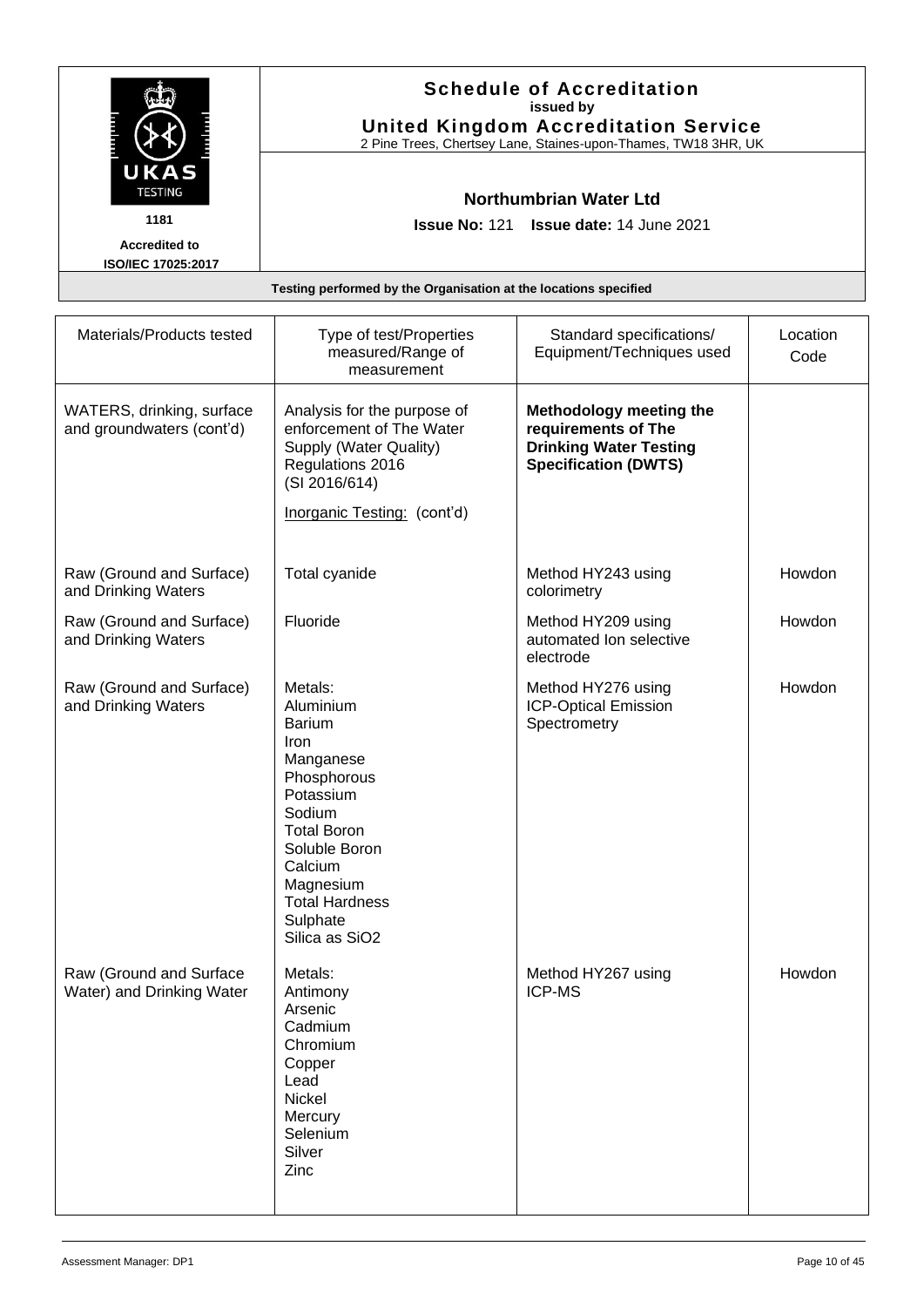**Schedule of Accreditation**
**issued by**
**United Kingdom Accreditation Service**
2 Pine Trees, Chertsey Lane, Staines-upon-Thames, TW18 3HR, UK

UKAS TESTING
1181
**Accredited to ISO/IEC 17025:2017**

**Northumbrian Water Ltd**

**Issue No:** 121 **Issue date:** 14 June 2021

**Testing performed by the Organisation at the locations specified**

| Materials/Products tested | Type of test/Properties measured/Range of measurement | Standard specifications/ Equipment/Techniques used | Location Code |
|---|---|---|---|
| WATERS, drinking, surface and groundwaters (cont'd) | Analysis for the purpose of enforcement of The Water Supply (Water Quality) Regulations 2016 (SI 2016/614)<br><br>Inorganic Testing: (cont'd) | **Methodology meeting the requirements of The Drinking Water Testing Specification (DWTS)** | |
| Raw (Ground and Surface) and Drinking Waters | Total cyanide | Method HY243 using colorimetry | Howdon |
| Raw (Ground and Surface) and Drinking Waters | Fluoride | Method HY209 using automated Ion selective electrode | Howdon |
| Raw (Ground and Surface) and Drinking Waters | Metals:<br>Aluminium<br>Barium<br>Iron<br>Manganese<br>Phosphorous<br>Potassium<br>Sodium<br>Total Boron<br>Soluble Boron<br>Calcium<br>Magnesium<br>Total Hardness<br>Sulphate<br>Silica as $SiO_2$ | Method HY276 using ICP-Optical Emission Spectrometry | Howdon |
| Raw (Ground and Surface Water) and Drinking Water | Metals:<br>Antimony<br>Arsenic<br>Cadmium<br>Chromium<br>Copper<br>Lead<br>Nickel<br>Mercury<br>Selenium<br>Silver<br>Zinc | Method HY267 using ICP-MS | Howdon |

Assessment Manager: DP1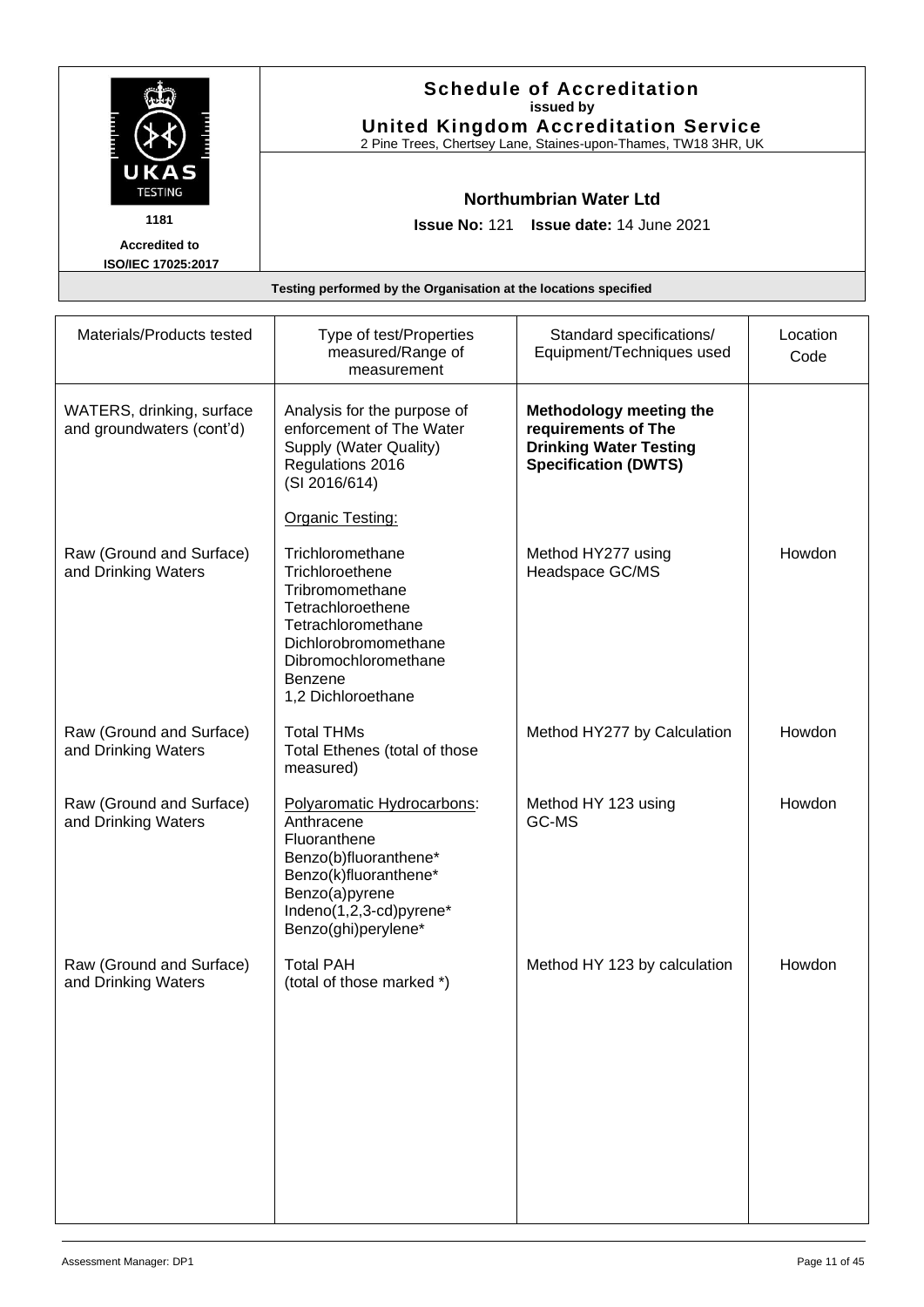# Schedule of Accreditation

issued by

**United Kingdom Accreditation Service**

2 Pine Trees, Chertsey Lane, Staines-upon-Thames, TW18 3HR, UK

UKAS TESTING 1181

Accredited to ISO/IEC 17025:2017

**Northumbrian Water Ltd**

**Issue No:** 121 **Issue date:** 14 June 2021

**Testing performed by the Organisation at the locations specified**

| Materials/Products tested | Type of test/Properties measured/Range of measurement | Standard specifications/ Equipment/Techniques used | Location Code |
|---|---|---|---|
| WATERS, drinking, surface and groundwaters (cont'd) | Analysis for the purpose of enforcement of The Water Supply (Water Quality) Regulations 2016 (SI 2016/614)<br><br>Organic Testing: | **Methodology meeting the requirements of The Drinking Water Testing Specification (DWTS)** | |
| Raw (Ground and Surface) and Drinking Waters | Trichloromethane<br>Trichloroethene<br>Tribromomethane<br>Tetrachloroethene<br>Tetrachloromethane<br>Dichlorobromomethane<br>Dibromochloromethane<br>Benzene<br>1,2 Dichloroethane | Method HY277 using Headspace GC/MS | Howdon |
| Raw (Ground and Surface) and Drinking Waters | Total THMs<br>Total Ethenes (total of those measured) | Method HY277 by Calculation | Howdon |
| Raw (Ground and Surface) and Drinking Waters | Polyaromatic Hydrocarbons:<br>Anthracene<br>Fluoranthene<br>Benzo(b)fluoranthene*<br>Benzo(k)fluoranthene*<br>Benzo(a)pyrene<br>Indeno(1,2,3-cd)pyrene*<br>Benzo(ghi)perylene* | Method HY 123 using GC-MS | Howdon |
| Raw (Ground and Surface) and Drinking Waters | Total PAH<br>(total of those marked *) | Method HY 123 by calculation | Howdon |

Assessment Manager: DP1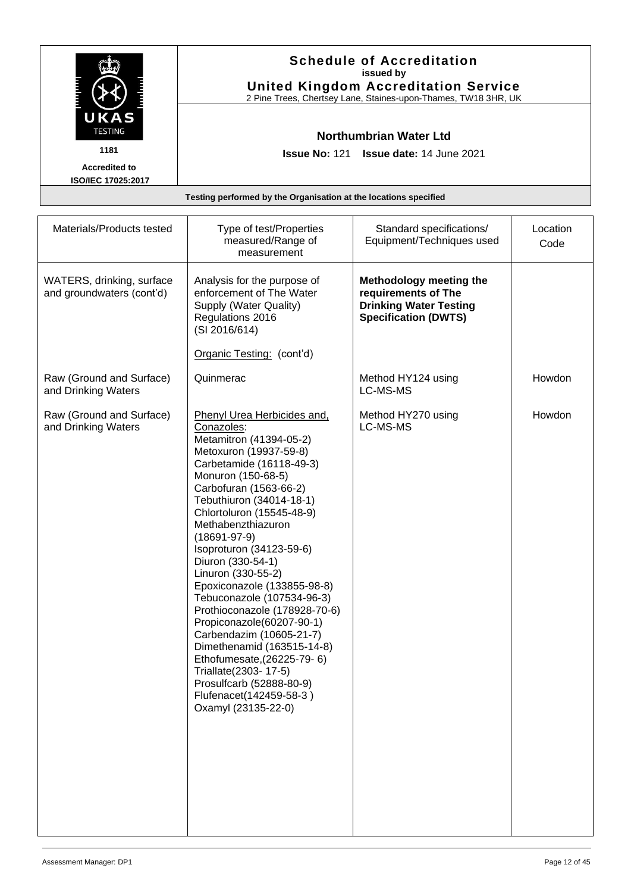## Schedule of Accreditation

issued by

**United Kingdom Accreditation Service**

2 Pine Trees, Chertsey Lane, Staines-upon-Thames, TW18 3HR, UK

UKAS TESTING 1181

Accredited to ISO/IEC 17025:2017

**Northumbrian Water Ltd**

**Issue No:** 121 **Issue date:** 14 June 2021

**Testing performed by the Organisation at the locations specified**

| Materials/Products tested | Type of test/Properties measured/Range of measurement | Standard specifications/ Equipment/Techniques used | Location Code |
|---|---|---|---|
| WATERS, drinking, surface and groundwaters (cont'd) | Analysis for the purpose of enforcement of The Water Supply (Water Quality) Regulations 2016 (SI 2016/614)<br><br>Organic Testing: (cont'd) | **Methodology meeting the requirements of The Drinking Water Testing Specification (DWTS)** | |
| Raw (Ground and Surface) and Drinking Waters | Quinmerac | Method HY124 using LC-MS-MS | Howdon |
| Raw (Ground and Surface) and Drinking Waters | Phenyl Urea Herbicides and, Conazoles:<br>Metamitron (41394-05-2)<br>Metoxuron (19937-59-8)<br>Carbetamide (16118-49-3)<br>Monuron (150-68-5)<br>Carbofuran (1563-66-2)<br>Tebuthiuron (34014-18-1)<br>Chlortoluron (15545-48-9)<br>Methabenzthiazuron (18691-97-9)<br>Isoproturon (34123-59-6)<br>Diuron (330-54-1)<br>Linuron (330-55-2)<br>Epoxiconazole (133855-98-8)<br>Tebuconazole (107534-96-3)<br>Prothioconazole (178928-70-6)<br>Propiconazole(60207-90-1)<br>Carbendazim (10605-21-7)<br>Dimethenamid (163515-14-8)<br>Ethofumesate,(26225-79- 6)<br>Triallate(2303- 17-5)<br>Prosulfcarb (52888-80-9)<br>Flufenacet(142459-58-3 )<br>Oxamyl (23135-22-0) | Method HY270 using LC-MS-MS | Howdon |

Assessment Manager: DP1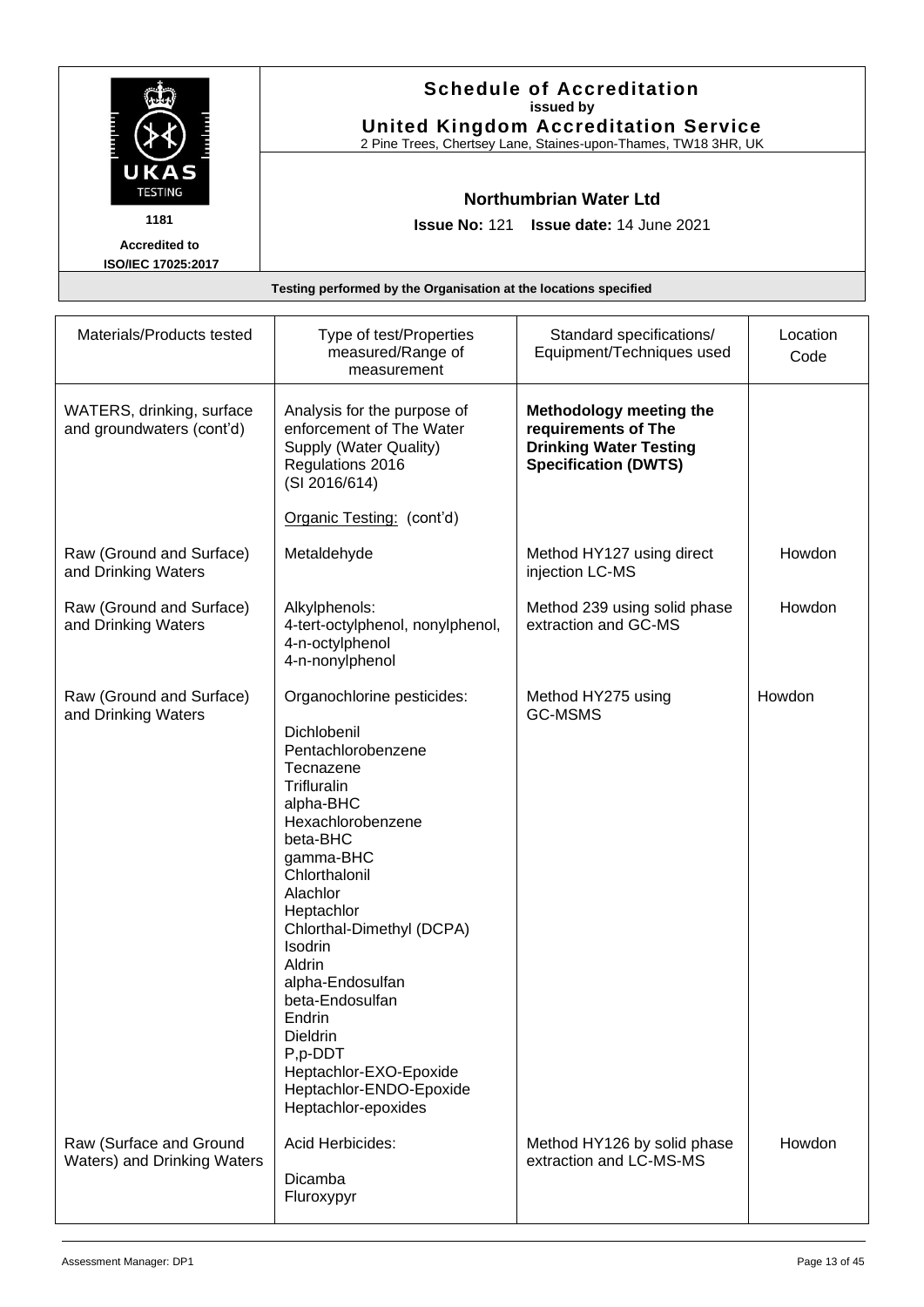# Schedule of Accreditation

**issued by**

**United Kingdom Accreditation Service**

2 Pine Trees, Chertsey Lane, Staines-upon-Thames, TW18 3HR, UK

UKAS TESTING

1181

**Accredited to ISO/IEC 17025:2017**

**Northumbrian Water Ltd**

**Issue No:** 121 **Issue date:** 14 June 2021

**Testing performed by the Organisation at the locations specified**

| Materials/Products tested | Type of test/Properties measured/Range of measurement | Standard specifications/ Equipment/Techniques used | Location Code |
|---|---|---|---|
| WATERS, drinking, surface and groundwaters (cont'd) | Analysis for the purpose of enforcement of The Water Supply (Water Quality) Regulations 2016 (SI 2016/614)<br><br>Organic Testing: (cont'd) | **Methodology meeting the requirements of The Drinking Water Testing Specification (DWTS)** | |
| Raw (Ground and Surface) and Drinking Waters | Metaldehyde | Method HY127 using direct injection LC-MS | Howdon |
| Raw (Ground and Surface) and Drinking Waters | Alkylphenols:<br>4-tert-octylphenol, nonylphenol,<br>4-n-octylphenol<br>4-n-nonylphenol | Method 239 using solid phase extraction and GC-MS | Howdon |
| Raw (Ground and Surface) and Drinking Waters | Organochlorine pesticides:<br><br>Dichlobenil<br>Pentachlorobenzene<br>Tecnazene<br>Trifluralin<br>alpha-BHC<br>Hexachlorobenzene<br>beta-BHC<br>gamma-BHC<br>Chlorthalonil<br>Alachlor<br>Heptachlor<br>Chlorthal-Dimethyl (DCPA)<br>Isodrin<br>Aldrin<br>alpha-Endosulfan<br>beta-Endosulfan<br>Endrin<br>Dieldrin<br>P,p-DDT<br>Heptachlor-EXO-Epoxide<br>Heptachlor-ENDO-Epoxide<br>Heptachlor-epoxides | Method HY275 using GC-MSMS | Howdon |
| Raw (Surface and Ground Waters) and Drinking Waters | Acid Herbicides:<br><br>Dicamba<br>Fluroxypyr | Method HY126 by solid phase extraction and LC-MS-MS | Howdon |

Assessment Manager: DP1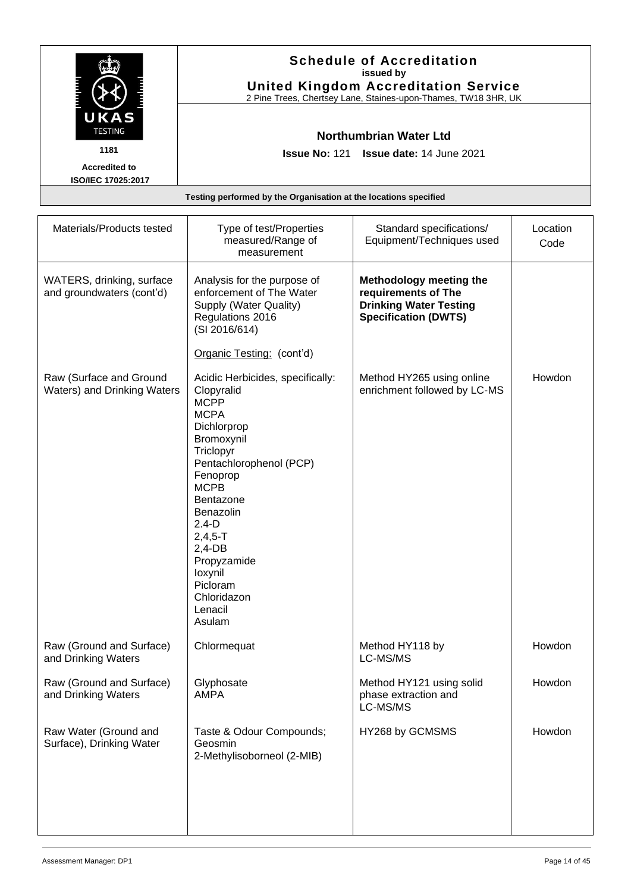# Schedule of Accreditation

**issued by**

**United Kingdom Accreditation Service**

2 Pine Trees, Chertsey Lane, Staines-upon-Thames, TW18 3HR, UK

UKAS TESTING 1181

Accredited to ISO/IEC 17025:2017

**Northumbrian Water Ltd**

**Issue No:** 121 **Issue date:** 14 June 2021

**Testing performed by the Organisation at the locations specified**

| Materials/Products tested | Type of test/Properties measured/Range of measurement | Standard specifications/ Equipment/Techniques used | Location Code |
|---|---|---|---|
| WATERS, drinking, surface and groundwaters (cont'd) | Analysis for the purpose of enforcement of The Water Supply (Water Quality) Regulations 2016 (SI 2016/614)<br><br>Organic Testing: (cont'd) | **Methodology meeting the requirements of The Drinking Water Testing Specification (DWTS)** | |
| Raw (Surface and Ground Waters) and Drinking Waters | Acidic Herbicides, specifically:<br>Clopyralid<br>MCPP<br>MCPA<br>Dichlorprop<br>Bromoxynil<br>Triclopyr<br>Pentachlorophenol (PCP)<br>Fenoprop<br>MCPB<br>Bentazone<br>Benazolin<br>2.4-D<br>2,4,5-T<br>2,4-DB<br>Propyzamide<br>Ioxynil<br>Picloram<br>Chloridazon<br>Lenacil<br>Asulam | Method HY265 using online enrichment followed by LC-MS | Howdon |
| Raw (Ground and Surface) and Drinking Waters | Chlormequat | Method HY118 by LC-MS/MS | Howdon |
| Raw (Ground and Surface) and Drinking Waters | Glyphosate<br>AMPA | Method HY121 using solid phase extraction and LC-MS/MS | Howdon |
| Raw Water (Ground and Surface), Drinking Water | Taste & Odour Compounds;<br>Geosmin<br>2-Methylisoborneol (2-MIB) | HY268 by GCMSMS | Howdon |

Assessment Manager: DP1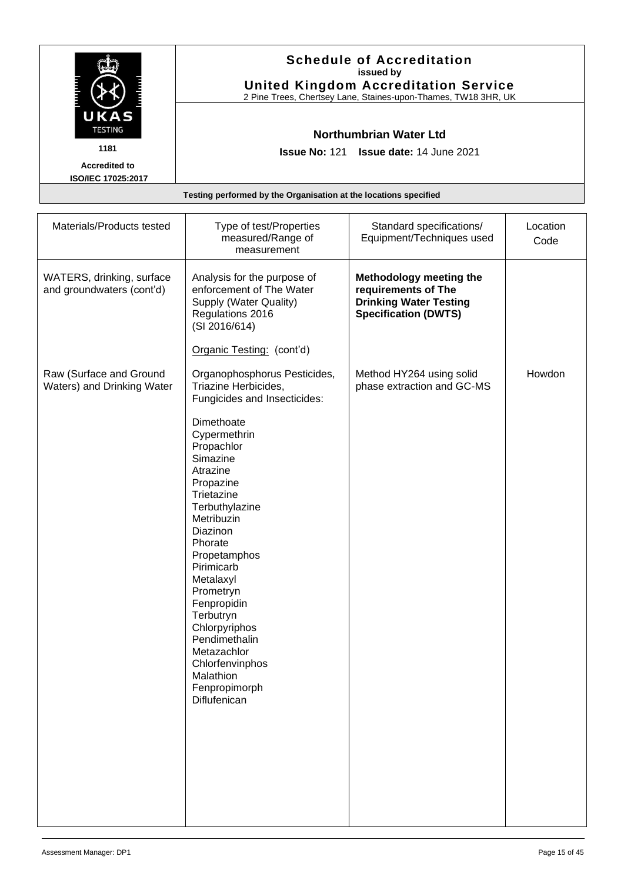**Schedule of Accreditation**
**issued by**
**United Kingdom Accreditation Service**
2 Pine Trees, Chertsey Lane, Staines-upon-Thames, TW18 3HR, UK

UKAS TESTING
1181
**Accredited to ISO/IEC 17025:2017**

**Northumbrian Water Ltd**

**Issue No:** 121 **Issue date:** 14 June 2021

**Testing performed by the Organisation at the locations specified**

| Materials/Products tested | Type of test/Properties measured/Range of measurement | Standard specifications/ Equipment/Techniques used | Location Code |
|---|---|---|---|
| WATERS, drinking, surface and groundwaters (cont'd) | Analysis for the purpose of enforcement of The Water Supply (Water Quality) Regulations 2016 (SI 2016/614)<br><br>Organic Testing: (cont'd) | **Methodology meeting the requirements of The Drinking Water Testing Specification (DWTS)** | |
| Raw (Surface and Ground Waters) and Drinking Water | Organophosphorus Pesticides, Triazine Herbicides, Fungicides and Insecticides:<br><br>Dimethoate<br>Cypermethrin<br>Propachlor<br>Simazine<br>Atrazine<br>Propazine<br>Trietazine<br>Terbuthylazine<br>Metribuzin<br>Diazinon<br>Phorate<br>Propetamphos<br>Pirimicarb<br>Metalaxyl<br>Prometryn<br>Fenpropidin<br>Terbutryn<br>Chlorpyriphos<br>Pendimethalin<br>Metazachlor<br>Chlorfenvinphos<br>Malathion<br>Fenpropimorph<br>Diflufenican | Method HY264 using solid phase extraction and GC-MS | Howdon |

Assessment Manager: DP1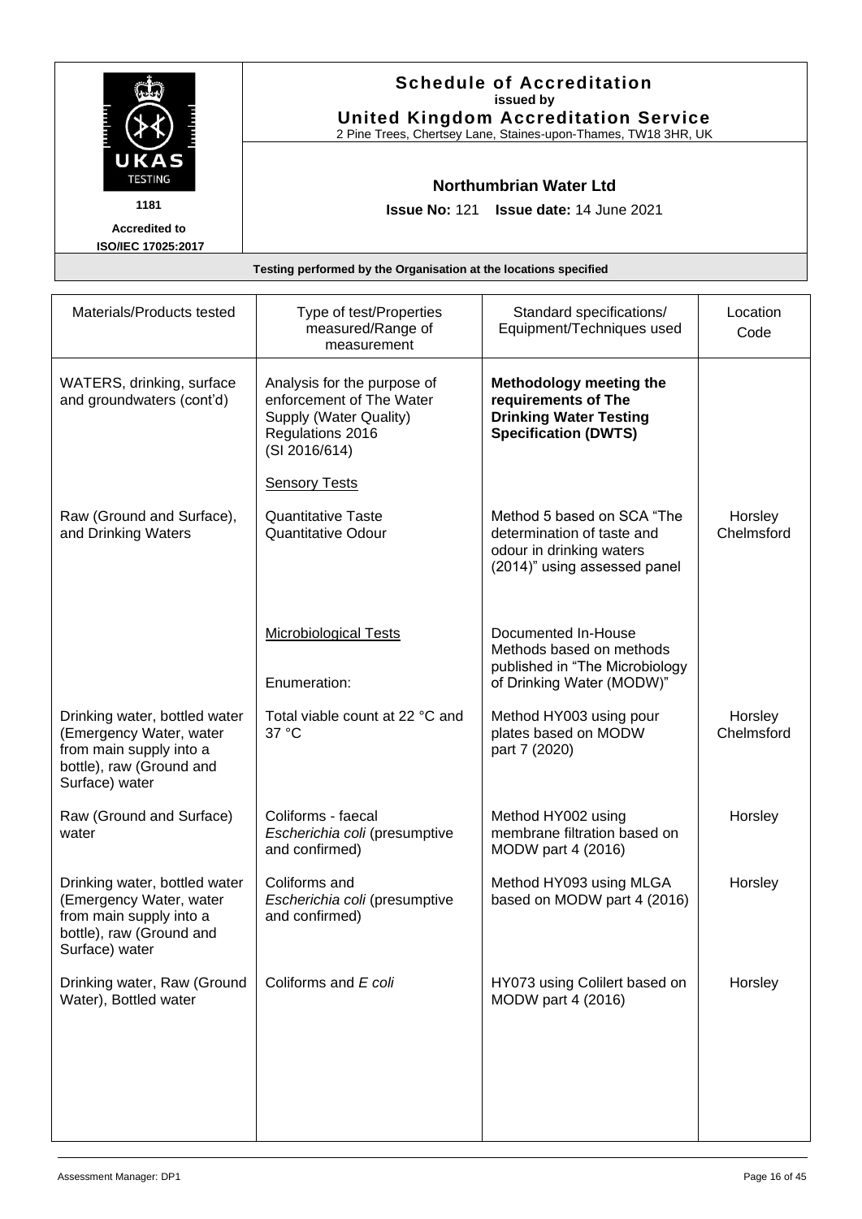# Schedule of Accreditation

issued by

**United Kingdom Accreditation Service**

2 Pine Trees, Chertsey Lane, Staines-upon-Thames, TW18 3HR, UK

UKAS TESTING

1181

**Accredited to ISO/IEC 17025:2017**

## Northumbrian Water Ltd

**Issue No:** 121 **Issue date:** 14 June 2021

**Testing performed by the Organisation at the locations specified**

| Materials/Products tested | Type of test/Properties measured/Range of measurement | Standard specifications/ Equipment/Techniques used | Location Code |
|---|---|---|---|
| WATERS, drinking, surface and groundwaters (cont'd) | Analysis for the purpose of enforcement of The Water Supply (Water Quality) Regulations 2016 (SI 2016/614) | **Methodology meeting the requirements of The Drinking Water Testing Specification (DWTS)** | |
| | Sensory Tests | | |
| Raw (Ground and Surface), and Drinking Waters | Quantitative Taste<br>Quantitative Odour | Method 5 based on SCA "The determination of taste and odour in drinking waters (2014)" using assessed panel | Horsley<br>Chelmsford |
| | Microbiological Tests | Documented In-House Methods based on methods published in "The Microbiology of Drinking Water (MODW)" | |
| | Enumeration: | | |
| Drinking water, bottled water (Emergency Water, water from main supply into a bottle), raw (Ground and Surface) water | Total viable count at 22 °C and 37 °C | Method HY003 using pour plates based on MODW part 7 (2020) | Horsley<br>Chelmsford |
| Raw (Ground and Surface) water | Coliforms - faecal<br>*Escherichia coli* (presumptive and confirmed) | Method HY002 using membrane filtration based on MODW part 4 (2016) | Horsley |
| Drinking water, bottled water (Emergency Water, water from main supply into a bottle), raw (Ground and Surface) water | Coliforms and<br>*Escherichia coli* (presumptive and confirmed) | Method HY093 using MLGA based on MODW part 4 (2016) | Horsley |
| Drinking water, Raw (Ground Water), Bottled water | Coliforms and *E coli* | HY073 using Colilert based on MODW part 4 (2016) | Horsley |

Assessment Manager: DP1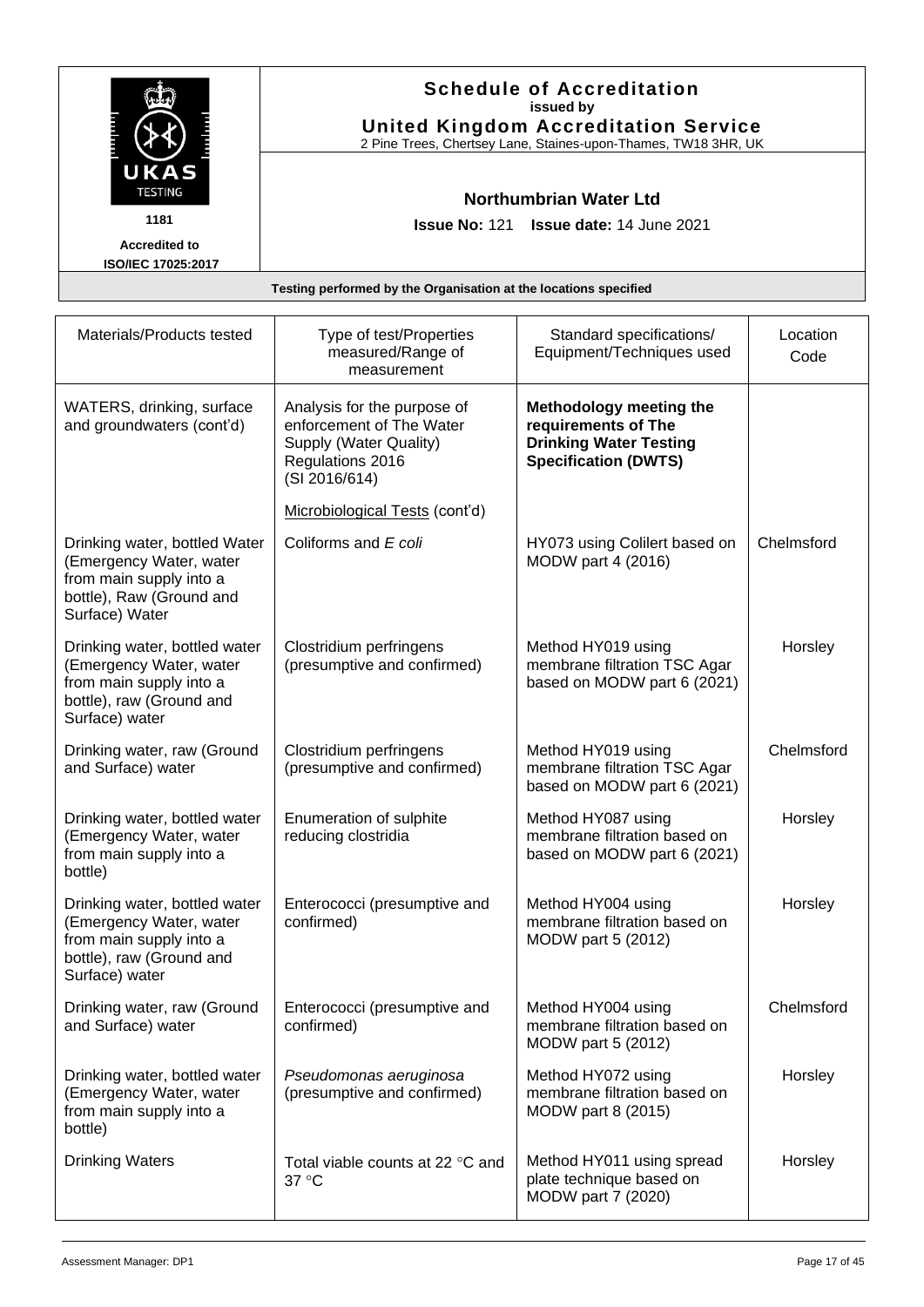**Schedule of Accreditation**
issued by
**United Kingdom Accreditation Service**
2 Pine Trees, Chertsey Lane, Staines-upon-Thames, TW18 3HR, UK

1181
**Accredited to ISO/IEC 17025:2017**

**Northumbrian Water Ltd**

**Issue No:** 121 **Issue date:** 14 June 2021

**Testing performed by the Organisation at the locations specified**

| Materials/Products tested | Type of test/Properties measured/Range of measurement | Standard specifications/ Equipment/Techniques used | Location Code |
|---|---|---|---|
| WATERS, drinking, surface and groundwaters (cont'd) | Analysis for the purpose of enforcement of The Water Supply (Water Quality) Regulations 2016 (SI 2016/614)<br><br>Microbiological Tests (cont'd) | **Methodology meeting the requirements of The Drinking Water Testing Specification (DWTS)** | |
| Drinking water, bottled Water (Emergency Water, water from main supply into a bottle), Raw (Ground and Surface) Water | Coliforms and *E coli* | HY073 using Colilert based on MODW part 4 (2016) | Chelmsford |
| Drinking water, bottled water (Emergency Water, water from main supply into a bottle), raw (Ground and Surface) water | Clostridium perfringens (presumptive and confirmed) | Method HY019 using membrane filtration TSC Agar based on MODW part 6 (2021) | Horsley |
| Drinking water, raw (Ground and Surface) water | Clostridium perfringens (presumptive and confirmed) | Method HY019 using membrane filtration TSC Agar based on MODW part 6 (2021) | Chelmsford |
| Drinking water, bottled water (Emergency Water, water from main supply into a bottle) | Enumeration of sulphite reducing clostridia | Method HY087 using membrane filtration based on based on MODW part 6 (2021) | Horsley |
| Drinking water, bottled water (Emergency Water, water from main supply into a bottle), raw (Ground and Surface) water | Enterococci (presumptive and confirmed) | Method HY004 using membrane filtration based on MODW part 5 (2012) | Horsley |
| Drinking water, raw (Ground and Surface) water | Enterococci (presumptive and confirmed) | Method HY004 using membrane filtration based on MODW part 5 (2012) | Chelmsford |
| Drinking water, bottled water (Emergency Water, water from main supply into a bottle) | *Pseudomonas aeruginosa* (presumptive and confirmed) | Method HY072 using membrane filtration based on MODW part 8 (2015) | Horsley |
| Drinking Waters | Total viable counts at 22 °C and 37 °C | Method HY011 using spread plate technique based on MODW part 7 (2020) | Horsley |

Assessment Manager: DP1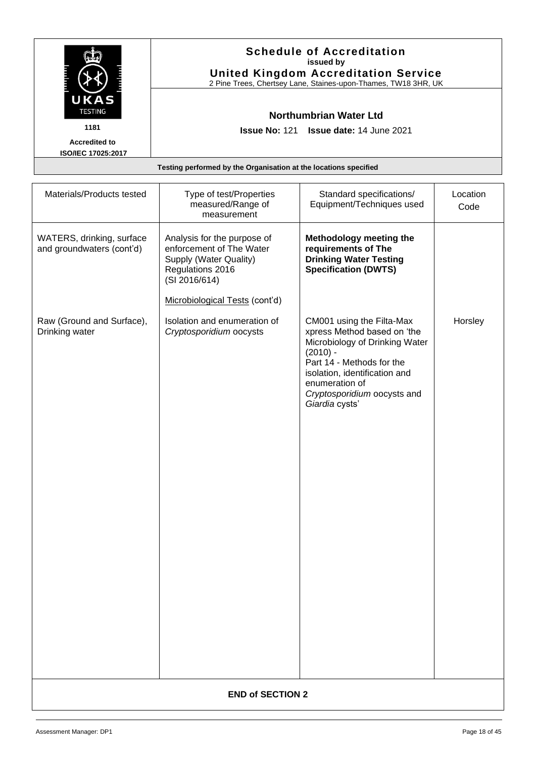# Schedule of Accreditation

issued by

**United Kingdom Accreditation Service**

2 Pine Trees, Chertsey Lane, Staines-upon-Thames, TW18 3HR, UK

UKAS TESTING 1181

Accredited to ISO/IEC 17025:2017

**Northumbrian Water Ltd**

**Issue No:** 121 **Issue date:** 14 June 2021

**Testing performed by the Organisation at the locations specified**

| Materials/Products tested | Type of test/Properties measured/Range of measurement | Standard specifications/ Equipment/Techniques used | Location Code |
|---|---|---|---|
| WATERS, drinking, surface and groundwaters (cont'd) | Analysis for the purpose of enforcement of The Water Supply (Water Quality) Regulations 2016 (SI 2016/614)<br><br>Microbiological Tests (cont'd) | **Methodology meeting the requirements of The Drinking Water Testing Specification (DWTS)** | |
| Raw (Ground and Surface), Drinking water | Isolation and enumeration of *Cryptosporidium* oocysts | CM001 using the Filta-Max xpress Method based on 'the Microbiology of Drinking Water (2010) - Part 14 - Methods for the isolation, identification and enumeration of *Cryptosporidium* oocysts and *Giardia* cysts' | Horsley |

**END of SECTION 2**

Assessment Manager: DP1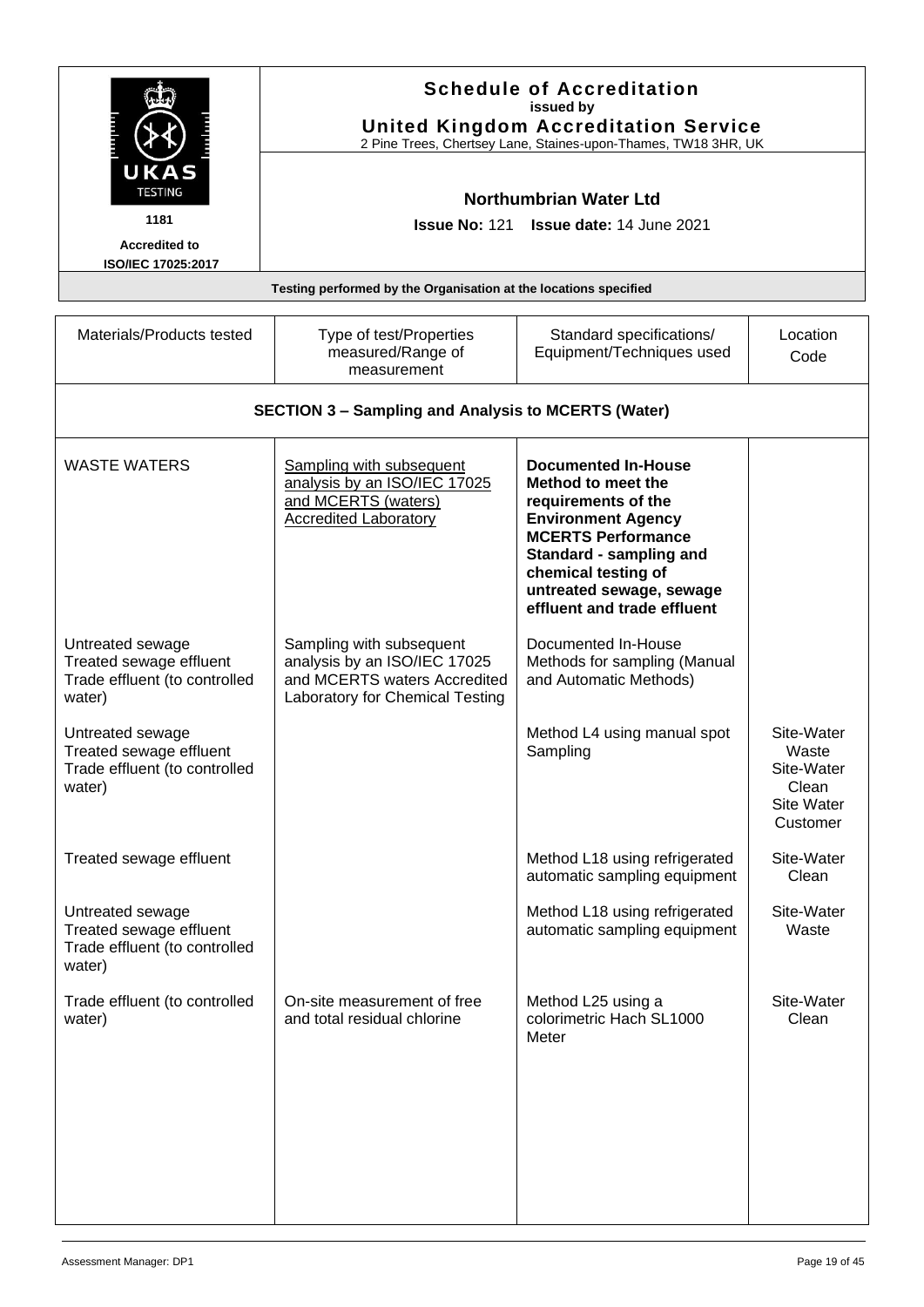# Schedule of Accreditation
issued by
**United Kingdom Accreditation Service**
2 Pine Trees, Chertsey Lane, Staines-upon-Thames, TW18 3HR, UK

UKAS TESTING
1181
Accredited to ISO/IEC 17025:2017

**Northumbrian Water Ltd**

**Issue No:** 121 **Issue date:** 14 June 2021

**Testing performed by the Organisation at the locations specified**

| Materials/Products tested | Type of test/Properties measured/Range of measurement | Standard specifications/ Equipment/Techniques used | Location Code |
|---|---|---|---|
| **SECTION 3 – Sampling and Analysis to MCERTS (Water)** | | | |
| WASTE WATERS | Sampling with subsequent analysis by an ISO/IEC 17025 and MCERTS (waters) Accredited Laboratory | **Documented In-House Method to meet the requirements of the Environment Agency MCERTS Performance Standard - sampling and chemical testing of untreated sewage, sewage effluent and trade effluent** | |
| Untreated sewage<br>Treated sewage effluent<br>Trade effluent (to controlled water) | Sampling with subsequent analysis by an ISO/IEC 17025 and MCERTS waters Accredited Laboratory for Chemical Testing | Documented In-House Methods for sampling (Manual and Automatic Methods) | |
| Untreated sewage<br>Treated sewage effluent<br>Trade effluent (to controlled water) | | Method L4 using manual spot Sampling | Site-Water Waste<br>Site-Water Clean<br>Site Water Customer |
| Treated sewage effluent | | Method L18 using refrigerated automatic sampling equipment | Site-Water Clean |
| Untreated sewage<br>Treated sewage effluent<br>Trade effluent (to controlled water) | | Method L18 using refrigerated automatic sampling equipment | Site-Water Waste |
| Trade effluent (to controlled water) | On-site measurement of free and total residual chlorine | Method L25 using a colorimetric Hach SL1000 Meter | Site-Water Clean |

Assessment Manager: DP1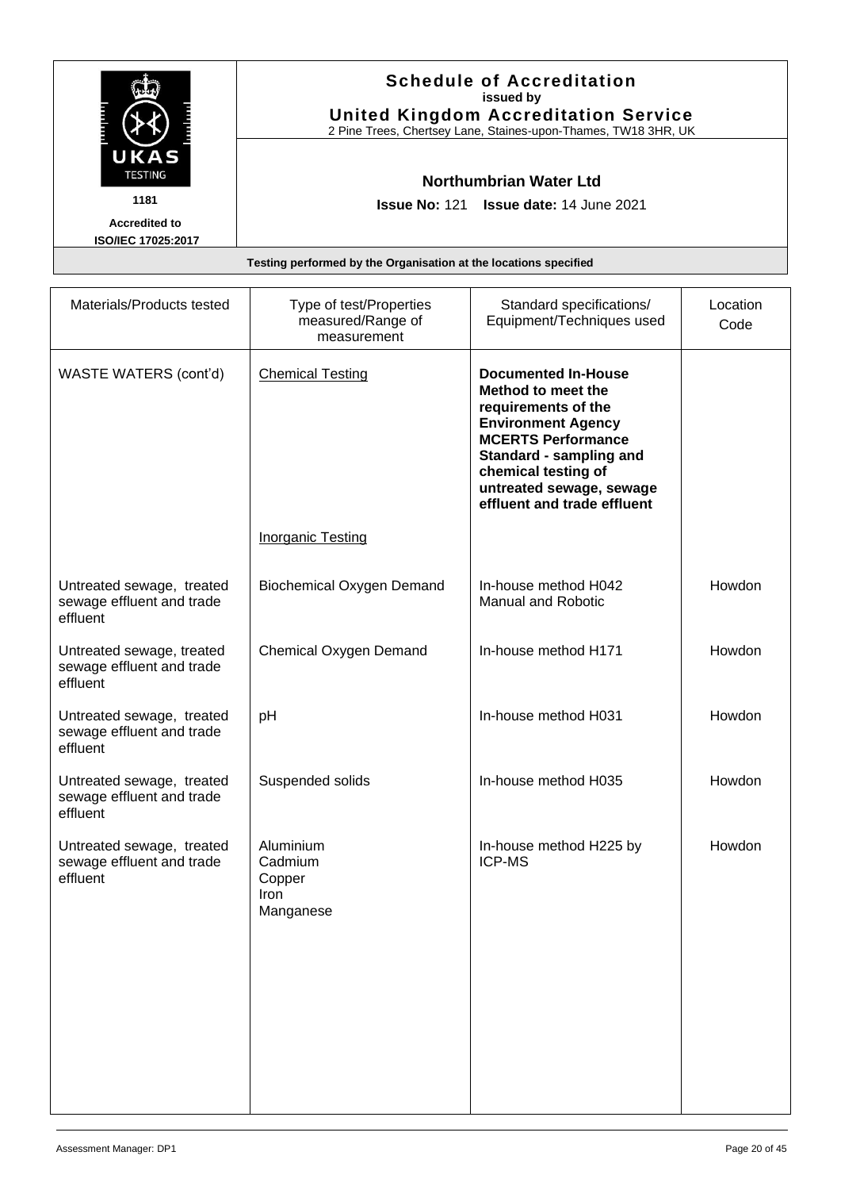# Schedule of Accreditation
**issued by**
**United Kingdom Accreditation Service**
2 Pine Trees, Chertsey Lane, Staines-upon-Thames, TW18 3HR, UK

UKAS TESTING
1181
**Accredited to ISO/IEC 17025:2017**

**Northumbrian Water Ltd**

**Issue No:** 121 **Issue date:** 14 June 2021

**Testing performed by the Organisation at the locations specified**

| Materials/Products tested | Type of test/Properties measured/Range of measurement | Standard specifications/ Equipment/Techniques used | Location Code |
|---|---|---|---|
| WASTE WATERS (cont'd) | Chemical Testing | **Documented In-House Method to meet the requirements of the Environment Agency MCERTS Performance Standard - sampling and chemical testing of untreated sewage, sewage effluent and trade effluent** | |
| | Inorganic Testing | | |
| Untreated sewage, treated sewage effluent and trade effluent | Biochemical Oxygen Demand | In-house method H042 Manual and Robotic | Howdon |
| Untreated sewage, treated sewage effluent and trade effluent | Chemical Oxygen Demand | In-house method H171 | Howdon |
| Untreated sewage, treated sewage effluent and trade effluent | pH | In-house method H031 | Howdon |
| Untreated sewage, treated sewage effluent and trade effluent | Suspended solids | In-house method H035 | Howdon |
| Untreated sewage, treated sewage effluent and trade effluent | Aluminium<br>Cadmium<br>Copper<br>Iron<br>Manganese | In-house method H225 by ICP-MS | Howdon |

Assessment Manager: DP1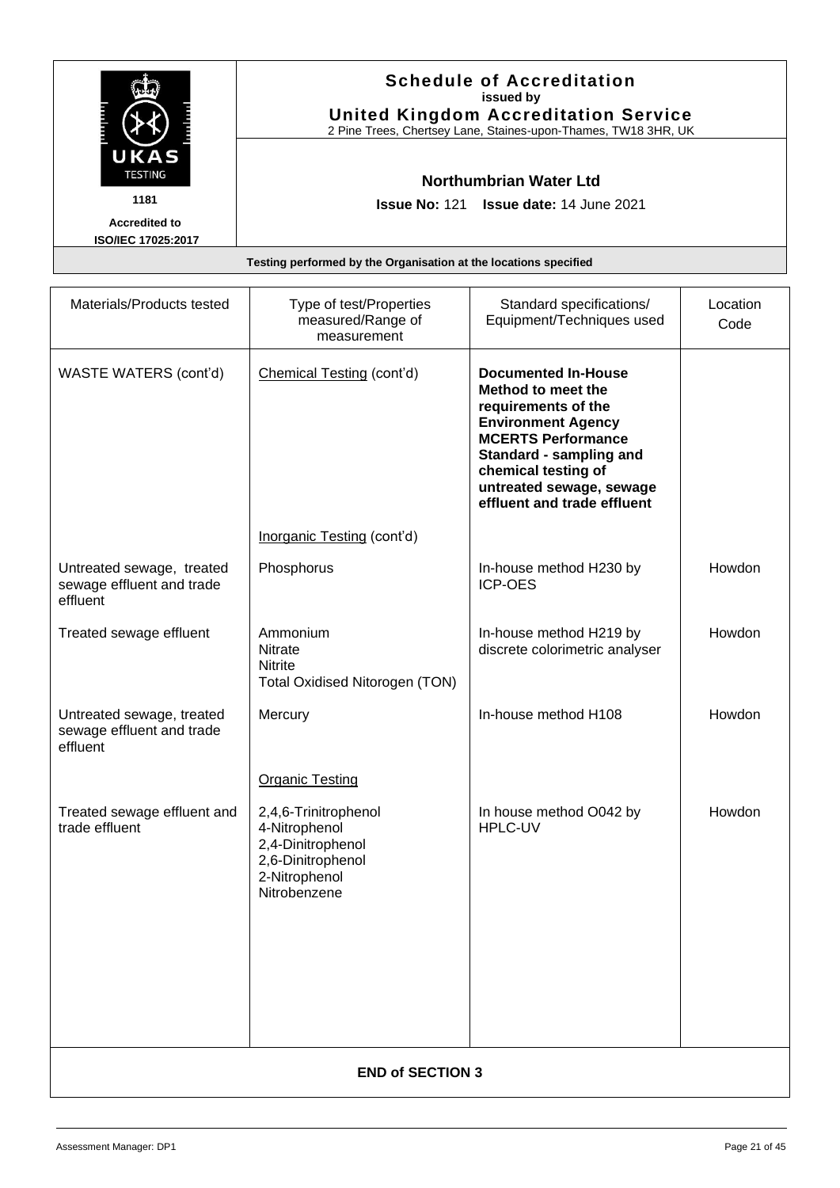**Schedule of Accreditation**
**issued by**
**United Kingdom Accreditation Service**
2 Pine Trees, Chertsey Lane, Staines-upon-Thames, TW18 3HR, UK

UKAS TESTING
**1181**
**Accredited to ISO/IEC 17025:2017**

**Northumbrian Water Ltd**

**Issue No:** 121 **Issue date:** 14 June 2021

**Testing performed by the Organisation at the locations specified**

| Materials/Products tested | Type of test/Properties measured/Range of measurement | Standard specifications/ Equipment/Techniques used | Location Code |
|---|---|---|---|
| WASTE WATERS (cont'd) | Chemical Testing (cont'd) | **Documented In-House Method to meet the requirements of the Environment Agency MCERTS Performance Standard - sampling and chemical testing of untreated sewage, sewage effluent and trade effluent** | |
| | Inorganic Testing (cont'd) | | |
| Untreated sewage, treated sewage effluent and trade effluent | Phosphorus | In-house method H230 by ICP-OES | Howdon |
| Treated sewage effluent | Ammonium<br>Nitrate<br>Nitrite<br>Total Oxidised Nitorogen (TON) | In-house method H219 by discrete colorimetric analyser | Howdon |
| Untreated sewage, treated sewage effluent and trade effluent | Mercury | In-house method H108 | Howdon |
| | Organic Testing | | |
| Treated sewage effluent and trade effluent | 2,4,6-Trinitrophenol<br>4-Nitrophenol<br>2,4-Dinitrophenol<br>2,6-Dinitrophenol<br>2-Nitrophenol<br>Nitrobenzene | In house method O042 by HPLC-UV | Howdon |

**END of SECTION 3**

Assessment Manager: DP1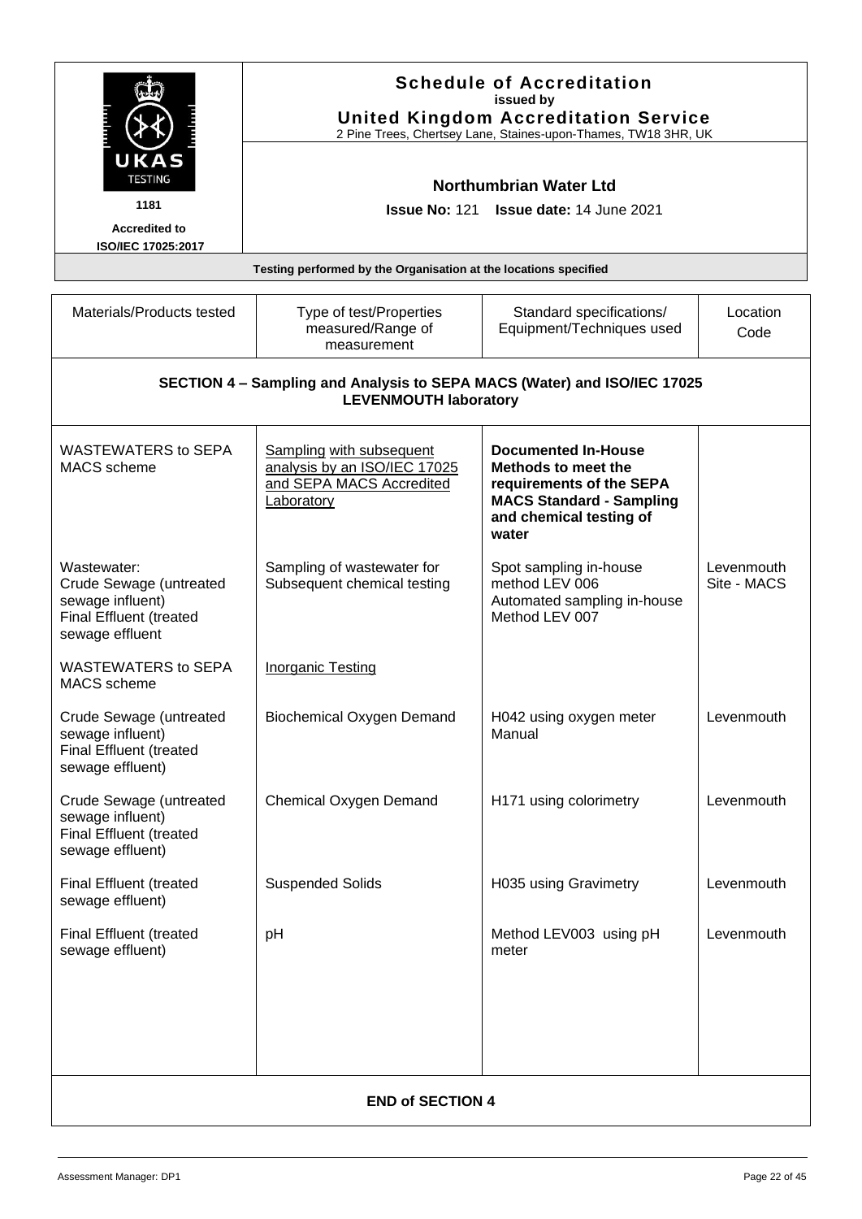# Schedule of Accreditation
issued by
**United Kingdom Accreditation Service**
2 Pine Trees, Chertsey Lane, Staines-upon-Thames, TW18 3HR, UK

UKAS TESTING 1181

Accredited to ISO/IEC 17025:2017

**Northumbrian Water Ltd**

**Issue No:** 121 **Issue date:** 14 June 2021

Testing performed by the Organisation at the locations specified

| Materials/Products tested | Type of test/Properties measured/Range of measurement | Standard specifications/ Equipment/Techniques used | Location Code |
|---|---|---|---|
| **SECTION 4 – Sampling and Analysis to SEPA MACS (Water) and ISO/IEC 17025 LEVENMOUTH laboratory** | | | |
| WASTEWATERS to SEPA MACS scheme | Sampling with subsequent analysis by an ISO/IEC 17025 and SEPA MACS Accredited Laboratory | **Documented In-House Methods to meet the requirements of the SEPA MACS Standard - Sampling and chemical testing of water** | |
| Wastewater: Crude Sewage (untreated sewage influent) Final Effluent (treated sewage effluent | Sampling of wastewater for Subsequent chemical testing | Spot sampling in-house method LEV 006 Automated sampling in-house Method LEV 007 | Levenmouth Site - MACS |
| WASTEWATERS to SEPA MACS scheme | Inorganic Testing | | |
| Crude Sewage (untreated sewage influent) Final Effluent (treated sewage effluent) | Biochemical Oxygen Demand | H042 using oxygen meter Manual | Levenmouth |
| Crude Sewage (untreated sewage influent) Final Effluent (treated sewage effluent) | Chemical Oxygen Demand | H171 using colorimetry | Levenmouth |
| Final Effluent (treated sewage effluent) | Suspended Solids | H035 using Gravimetry | Levenmouth |
| Final Effluent (treated sewage effluent) | pH | Method LEV003 using pH meter | Levenmouth |
| **END of SECTION 4** | | | |

Assessment Manager: DP1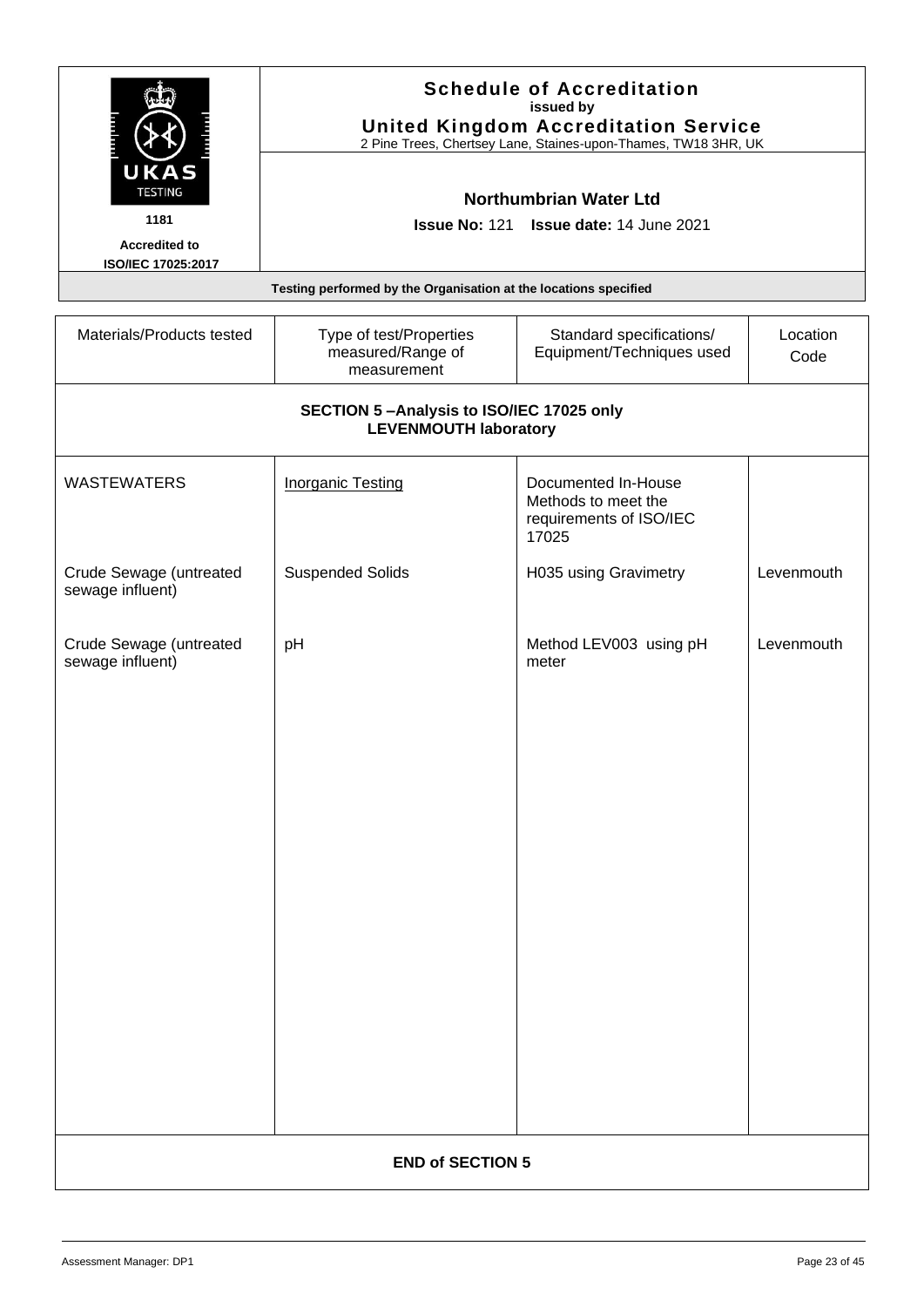# Schedule of Accreditation
**issued by**
**United Kingdom Accreditation Service**
2 Pine Trees, Chertsey Lane, Staines-upon-Thames, TW18 3HR, UK

UKAS TESTING
1181
**Accredited to ISO/IEC 17025:2017**

**Northumbrian Water Ltd**

**Issue No:** 121 **Issue date:** 14 June 2021

**Testing performed by the Organisation at the locations specified**

| Materials/Products tested | Type of test/Properties measured/Range of measurement | Standard specifications/ Equipment/Techniques used | Location Code |
|---|---|---|---|
| **SECTION 5 –Analysis to ISO/IEC 17025 only LEVENMOUTH laboratory** | | | |
| WASTEWATERS | Inorganic Testing | Documented In-House Methods to meet the requirements of ISO/IEC 17025 | |
| Crude Sewage (untreated sewage influent) | Suspended Solids | H035 using Gravimetry | Levenmouth |
| Crude Sewage (untreated sewage influent) | pH | Method LEV003 using pH meter | Levenmouth |
| **END of SECTION 5** | | | |

Assessment Manager: DP1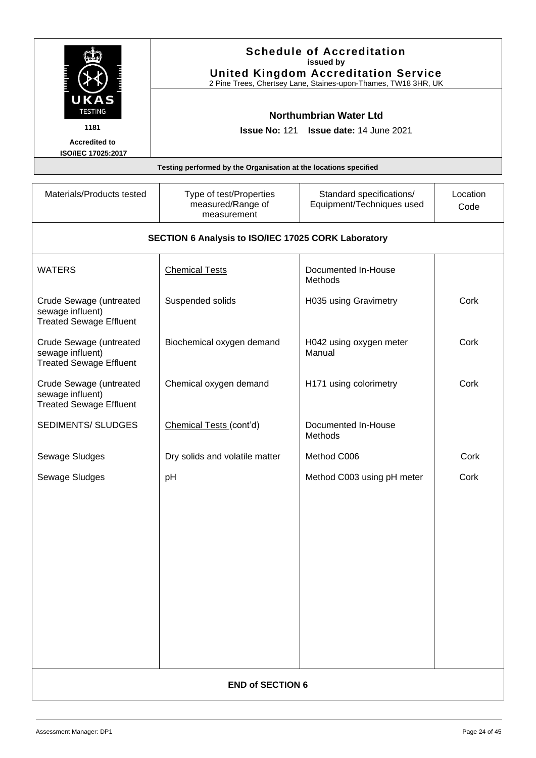**Schedule of Accreditation**
**issued by**
**United Kingdom Accreditation Service**
2 Pine Trees, Chertsey Lane, Staines-upon-Thames, TW18 3HR, UK

UKAS TESTING
1181
**Accredited to ISO/IEC 17025:2017**

**Northumbrian Water Ltd**

**Issue No:** 121 **Issue date:** 14 June 2021

**Testing performed by the Organisation at the locations specified**

| Materials/Products tested | Type of test/Properties measured/Range of measurement | Standard specifications/ Equipment/Techniques used | Location Code |
|---|---|---|---|
| **SECTION 6 Analysis to ISO/IEC 17025 CORK Laboratory** | | | |
| WATERS | Chemical Tests | Documented In-House Methods | |
| Crude Sewage (untreated sewage influent) Treated Sewage Effluent | Suspended solids | H035 using Gravimetry | Cork |
| Crude Sewage (untreated sewage influent) Treated Sewage Effluent | Biochemical oxygen demand | H042 using oxygen meter Manual | Cork |
| Crude Sewage (untreated sewage influent) Treated Sewage Effluent | Chemical oxygen demand | H171 using colorimetry | Cork |
| SEDIMENTS/ SLUDGES | Chemical Tests (cont'd) | Documented In-House Methods | |
| Sewage Sludges | Dry solids and volatile matter | Method C006 | Cork |
| Sewage Sludges | pH | Method C003 using pH meter | Cork |
| **END of SECTION 6** | | | |

Assessment Manager: DP1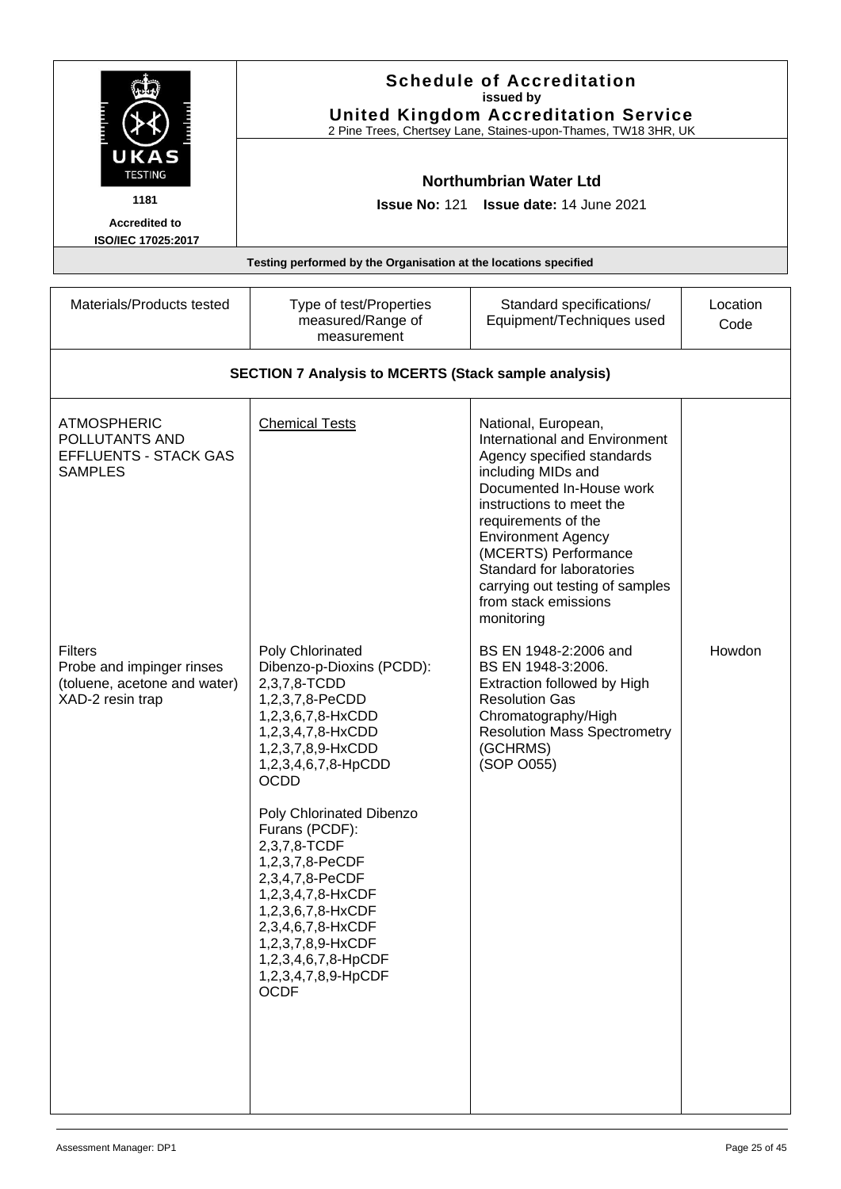# Schedule of Accreditation
issued by
**United Kingdom Accreditation Service**
2 Pine Trees, Chertsey Lane, Staines-upon-Thames, TW18 3HR, UK

UKAS TESTING
1181
**Accredited to ISO/IEC 17025:2017**

**Northumbrian Water Ltd**

**Issue No:** 121 **Issue date:** 14 June 2021

**Testing performed by the Organisation at the locations specified**

| Materials/Products tested | Type of test/Properties measured/Range of measurement | Standard specifications/ Equipment/Techniques used | Location Code |
|---|---|---|---|
| **SECTION 7 Analysis to MCERTS (Stack sample analysis)** | | | |
| ATMOSPHERIC POLLUTANTS AND EFFLUENTS - STACK GAS SAMPLES | Chemical Tests | National, European, International and Environment Agency specified standards including MIDs and Documented In-House work instructions to meet the requirements of the Environment Agency (MCERTS) Performance Standard for laboratories carrying out testing of samples from stack emissions monitoring | |
| Filters<br>Probe and impinger rinses (toluene, acetone and water)<br>XAD-2 resin trap | Poly Chlorinated Dibenzo-p-Dioxins (PCDD):<br>2,3,7,8-TCDD<br>1,2,3,7,8-PeCDD<br>1,2,3,6,7,8-HxCDD<br>1,2,3,4,7,8-HxCDD<br>1,2,3,7,8,9-HxCDD<br>1,2,3,4,6,7,8-HpCDD<br>OCDD<br><br>Poly Chlorinated Dibenzo Furans (PCDF):<br>2,3,7,8-TCDF<br>1,2,3,7,8-PeCDF<br>2,3,4,7,8-PeCDF<br>1,2,3,4,7,8-HxCDF<br>1,2,3,6,7,8-HxCDF<br>2,3,4,6,7,8-HxCDF<br>1,2,3,7,8,9-HxCDF<br>1,2,3,4,6,7,8-HpCDF<br>1,2,3,4,7,8,9-HpCDF<br>OCDF | BS EN 1948-2:2006 and BS EN 1948-3:2006.<br>Extraction followed by High Resolution Gas Chromatography/High Resolution Mass Spectrometry (GCHRMS)<br>(SOP O055) | Howdon |

Assessment Manager: DP1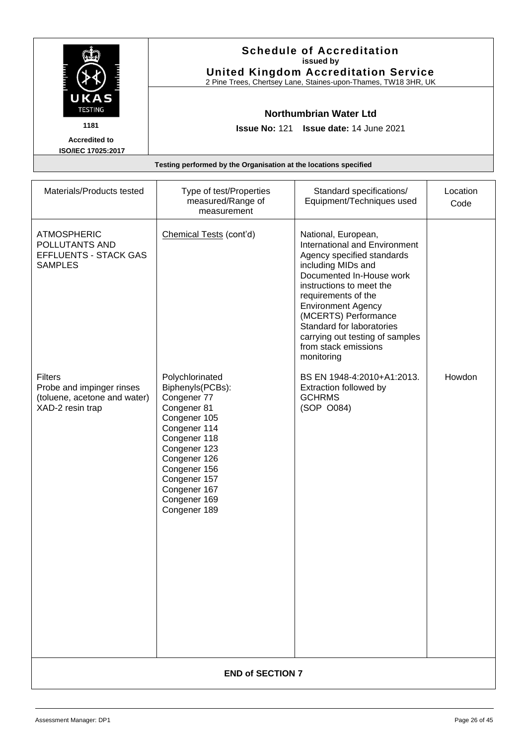**Schedule of Accreditation**
issued by
**United Kingdom Accreditation Service**
2 Pine Trees, Chertsey Lane, Staines-upon-Thames, TW18 3HR, UK

UKAS TESTING
1181
**Accredited to ISO/IEC 17025:2017**

**Northumbrian Water Ltd**

**Issue No:** 121 **Issue date:** 14 June 2021

**Testing performed by the Organisation at the locations specified**

| Materials/Products tested | Type of test/Properties measured/Range of measurement | Standard specifications/ Equipment/Techniques used | Location Code |
|---|---|---|---|
| ATMOSPHERIC POLLUTANTS AND EFFLUENTS - STACK GAS SAMPLES | Chemical Tests (cont'd) | National, European, International and Environment Agency specified standards including MIDs and Documented In-House work instructions to meet the requirements of the Environment Agency (MCERTS) Performance Standard for laboratories carrying out testing of samples from stack emissions monitoring | |
| Filters<br>Probe and impinger rinses (toluene, acetone and water)<br>XAD-2 resin trap | Polychlorinated Biphenyls(PCBs):<br>Congener 77<br>Congener 81<br>Congener 105<br>Congener 114<br>Congener 118<br>Congener 123<br>Congener 126<br>Congener 156<br>Congener 157<br>Congener 167<br>Congener 169<br>Congener 189 | BS EN 1948-4:2010+A1:2013.<br>Extraction followed by GCHRMS<br>(SOP O084) | Howdon |

**END of SECTION 7**

Assessment Manager: DP1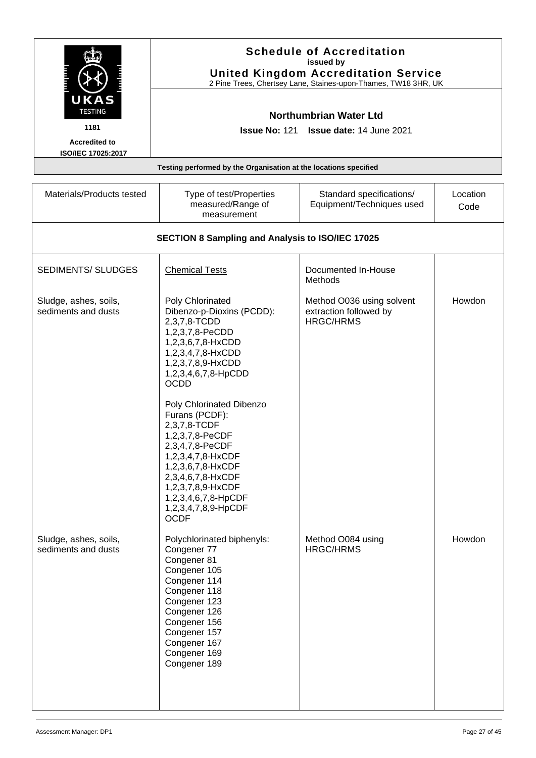# Schedule of Accreditation
**issued by**
**United Kingdom Accreditation Service**
2 Pine Trees, Chertsey Lane, Staines-upon-Thames, TW18 3HR, UK

UKAS TESTING 1181

Accredited to ISO/IEC 17025:2017

**Northumbrian Water Ltd**

**Issue No:** 121 **Issue date:** 14 June 2021

**Testing performed by the Organisation at the locations specified**

| Materials/Products tested | Type of test/Properties measured/Range of measurement | Standard specifications/ Equipment/Techniques used | Location Code |
|---|---|---|---|
| **SECTION 8 Sampling and Analysis to ISO/IEC 17025** | | | |
| SEDIMENTS/ SLUDGES | <u>Chemical Tests</u> | Documented In-House Methods | |
| Sludge, ashes, soils, sediments and dusts | Poly Chlorinated Dibenzo-p-Dioxins (PCDD):<br>2,3,7,8-TCDD<br>1,2,3,7,8-PeCDD<br>1,2,3,6,7,8-HxCDD<br>1,2,3,4,7,8-HxCDD<br>1,2,3,7,8,9-HxCDD<br>1,2,3,4,6,7,8-HpCDD<br>OCDD<br><br>Poly Chlorinated Dibenzo Furans (PCDF):<br>2,3,7,8-TCDF<br>1,2,3,7,8-PeCDF<br>2,3,4,7,8-PeCDF<br>1,2,3,4,7,8-HxCDF<br>1,2,3,6,7,8-HxCDF<br>2,3,4,6,7,8-HxCDF<br>1,2,3,7,8,9-HxCDF<br>1,2,3,4,6,7,8-HpCDF<br>1,2,3,4,7,8,9-HpCDF<br>OCDF | Method O036 using solvent extraction followed by HRGC/HRMS | Howdon |
| Sludge, ashes, soils, sediments and dusts | Polychlorinated biphenyls:<br>Congener 77<br>Congener 81<br>Congener 105<br>Congener 114<br>Congener 118<br>Congener 123<br>Congener 126<br>Congener 156<br>Congener 157<br>Congener 167<br>Congener 169<br>Congener 189 | Method O084 using HRGC/HRMS | Howdon |

Assessment Manager: DP1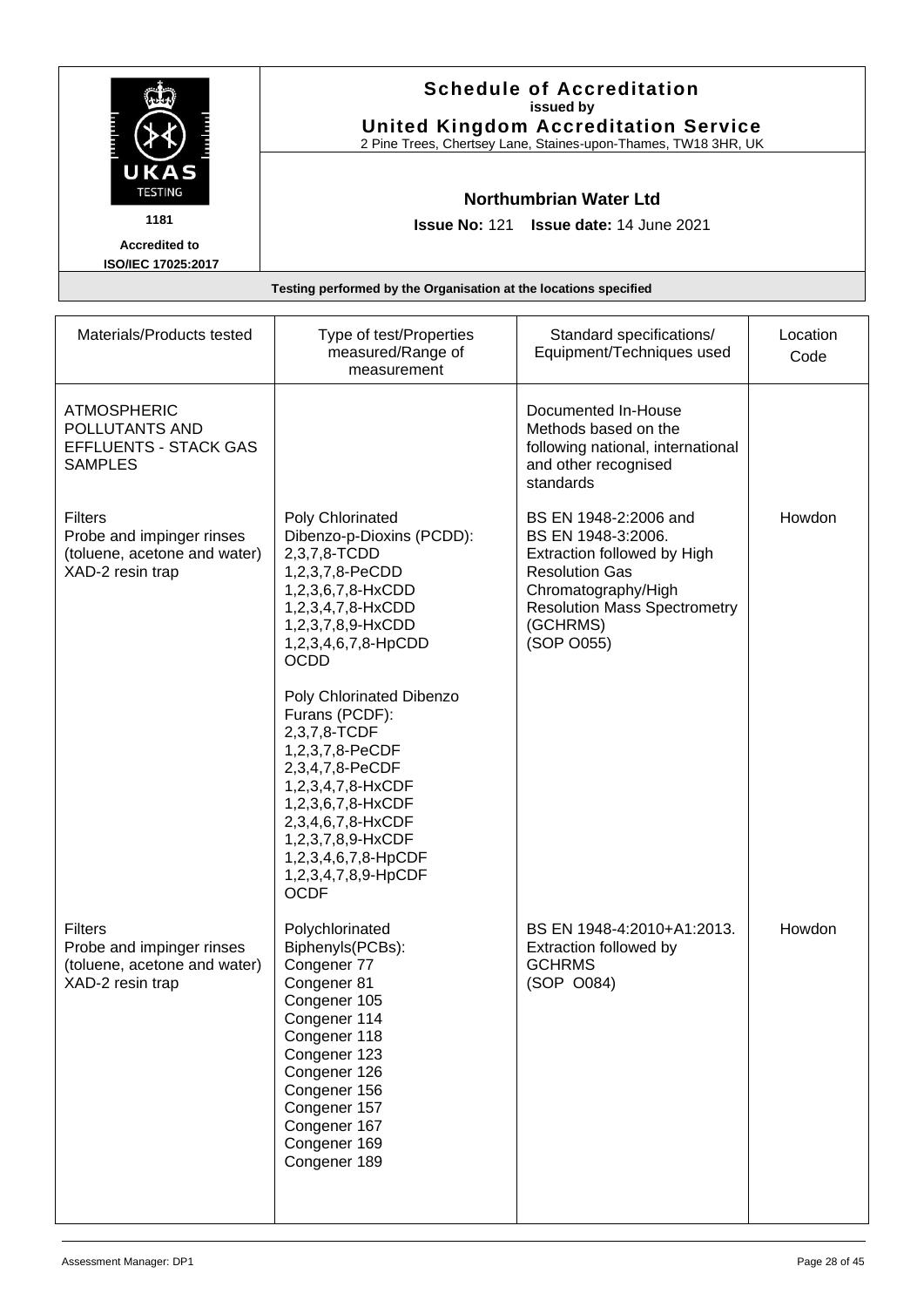# Schedule of Accreditation

**issued by**

**United Kingdom Accreditation Service**

2 Pine Trees, Chertsey Lane, Staines-upon-Thames, TW18 3HR, UK

UKAS TESTING

1181

**Accredited to ISO/IEC 17025:2017**

**Northumbrian Water Ltd**

**Issue No:** 121 **Issue date:** 14 June 2021

**Testing performed by the Organisation at the locations specified**

| Materials/Products tested | Type of test/Properties measured/Range of measurement | Standard specifications/ Equipment/Techniques used | Location Code |
|---|---|---|---|
| ATMOSPHERIC POLLUTANTS AND EFFLUENTS - STACK GAS SAMPLES | | Documented In-House Methods based on the following national, international and other recognised standards | |
| Filters<br>Probe and impinger rinses (toluene, acetone and water)<br>XAD-2 resin trap | Poly Chlorinated Dibenzo-p-Dioxins (PCDD):<br>2,3,7,8-TCDD<br>1,2,3,7,8-PeCDD<br>1,2,3,6,7,8-HxCDD<br>1,2,3,4,7,8-HxCDD<br>1,2,3,7,8,9-HxCDD<br>1,2,3,4,6,7,8-HpCDD<br>OCDD<br><br>Poly Chlorinated Dibenzo Furans (PCDF):<br>2,3,7,8-TCDF<br>1,2,3,7,8-PeCDF<br>2,3,4,7,8-PeCDF<br>1,2,3,4,7,8-HxCDF<br>1,2,3,6,7,8-HxCDF<br>2,3,4,6,7,8-HxCDF<br>1,2,3,7,8,9-HxCDF<br>1,2,3,4,6,7,8-HpCDF<br>1,2,3,4,7,8,9-HpCDF<br>OCDF | BS EN 1948-2:2006 and BS EN 1948-3:2006.<br>Extraction followed by High Resolution Gas Chromatography/High Resolution Mass Spectrometry (GCHRMS)<br>(SOP O055) | Howdon |
| Filters<br>Probe and impinger rinses (toluene, acetone and water)<br>XAD-2 resin trap | Polychlorinated Biphenyls(PCBs):<br>Congener 77<br>Congener 81<br>Congener 105<br>Congener 114<br>Congener 118<br>Congener 123<br>Congener 126<br>Congener 156<br>Congener 157<br>Congener 167<br>Congener 169<br>Congener 189 | BS EN 1948-4:2010+A1:2013.<br>Extraction followed by GCHRMS<br>(SOP O084) | Howdon |

Assessment Manager: DP1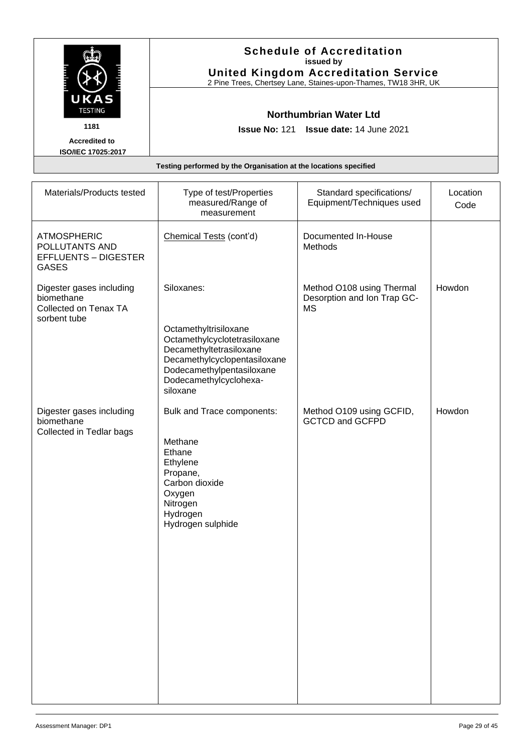# Schedule of Accreditation
**issued by**
**United Kingdom Accreditation Service**
2 Pine Trees, Chertsey Lane, Staines-upon-Thames, TW18 3HR, UK

UKAS TESTING
1181
**Accredited to ISO/IEC 17025:2017**

**Northumbrian Water Ltd**

**Issue No:** 121 **Issue date:** 14 June 2021

**Testing performed by the Organisation at the locations specified**

| Materials/Products tested | Type of test/Properties measured/Range of measurement | Standard specifications/ Equipment/Techniques used | Location Code |
|---|---|---|---|
| ATMOSPHERIC POLLUTANTS AND EFFLUENTS – DIGESTER GASES | Chemical Tests (cont'd) | Documented In-House Methods | |
| Digester gases including biomethane Collected on Tenax TA sorbent tube | Siloxanes:<br><br>Octamethyltrisiloxane<br>Octamethylcyclotetrasiloxane<br>Decamethyltetrasiloxane<br>Decamethylcyclopentasiloxane<br>Dodecamethylpentasiloxane<br>Dodecamethylcyclohexa-siloxane | Method O108 using Thermal Desorption and Ion Trap GC-MS | Howdon |
| Digester gases including biomethane Collected in Tedlar bags | Bulk and Trace components:<br><br>Methane<br>Ethane<br>Ethylene<br>Propane,<br>Carbon dioxide<br>Oxygen<br>Nitrogen<br>Hydrogen<br>Hydrogen sulphide | Method O109 using GCFID, GCTCD and GCFPD | Howdon |

Assessment Manager: DP1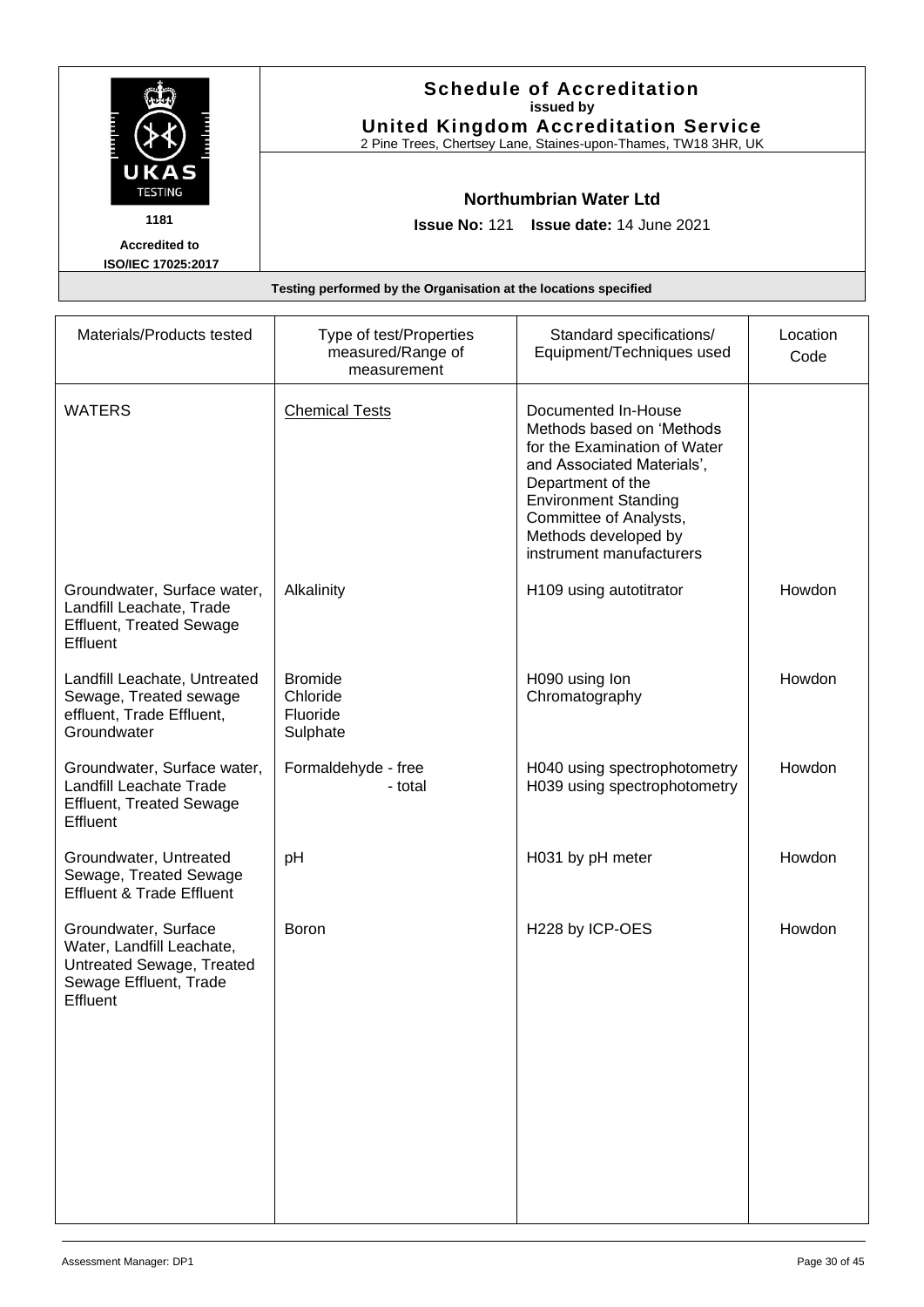**Schedule of Accreditation**
**issued by**
**United Kingdom Accreditation Service**
2 Pine Trees, Chertsey Lane, Staines-upon-Thames, TW18 3HR, UK

UKAS TESTING
1181
**Accredited to ISO/IEC 17025:2017**

**Northumbrian Water Ltd**

**Issue No:** 121 **Issue date:** 14 June 2021

**Testing performed by the Organisation at the locations specified**

| Materials/Products tested | Type of test/Properties measured/Range of measurement | Standard specifications/ Equipment/Techniques used | Location Code |
|---|---|---|---|
| WATERS | Chemical Tests | Documented In-House Methods based on 'Methods for the Examination of Water and Associated Materials', Department of the Environment Standing Committee of Analysts, Methods developed by instrument manufacturers | |
| Groundwater, Surface water, Landfill Leachate, Trade Effluent, Treated Sewage Effluent | Alkalinity | H109 using autotitrator | Howdon |
| Landfill Leachate, Untreated Sewage, Treated sewage effluent, Trade Effluent, Groundwater | Bromide<br>Chloride<br>Fluoride<br>Sulphate | H090 using Ion Chromatography | Howdon |
| Groundwater, Surface water, Landfill Leachate Trade Effluent, Treated Sewage Effluent | Formaldehyde - free<br>- total | H040 using spectrophotometry<br>H039 using spectrophotometry | Howdon |
| Groundwater, Untreated Sewage, Treated Sewage Effluent & Trade Effluent | pH | H031 by pH meter | Howdon |
| Groundwater, Surface Water, Landfill Leachate, Untreated Sewage, Treated Sewage Effluent, Trade Effluent | Boron | H228 by ICP-OES | Howdon |

Assessment Manager: DP1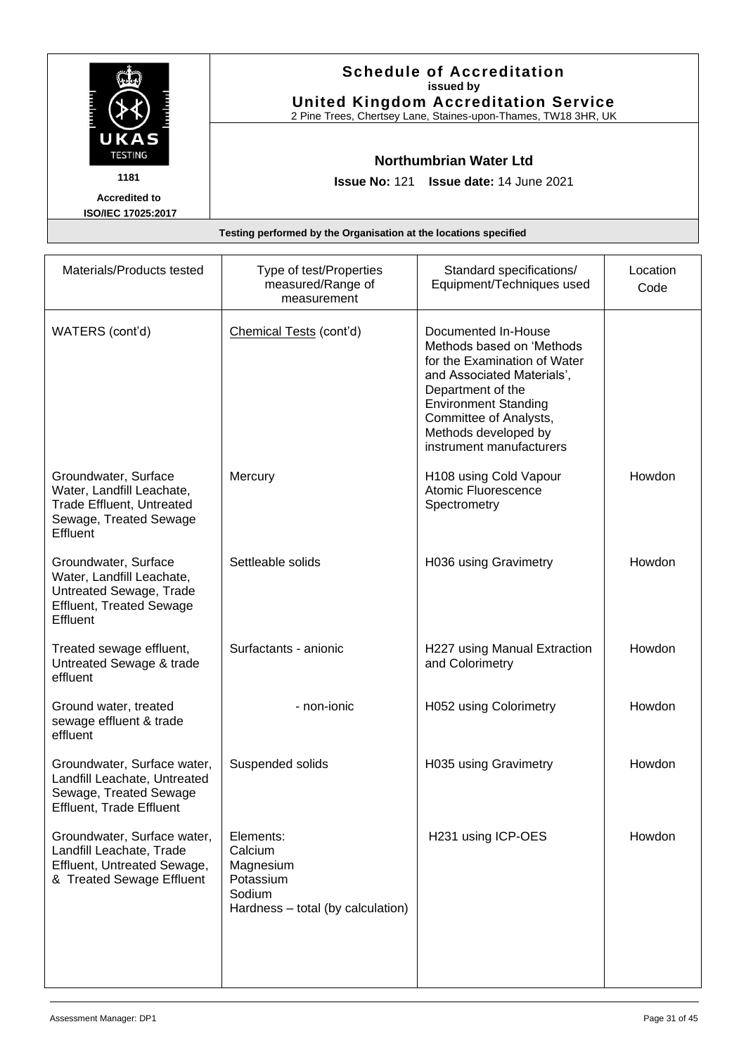**Schedule of Accreditation**
**issued by**
**United Kingdom Accreditation Service**
2 Pine Trees, Chertsey Lane, Staines-upon-Thames, TW18 3HR, UK

UKAS TESTING
1181
**Accredited to ISO/IEC 17025:2017**

**Northumbrian Water Ltd**

**Issue No:** 121 **Issue date:** 14 June 2021

**Testing performed by the Organisation at the locations specified**

| Materials/Products tested | Type of test/Properties measured/Range of measurement | Standard specifications/ Equipment/Techniques used | Location Code |
|---|---|---|---|
| WATERS (cont'd) | Chemical Tests (cont'd) | Documented In-House Methods based on 'Methods for the Examination of Water and Associated Materials', Department of the Environment Standing Committee of Analysts, Methods developed by instrument manufacturers | |
| Groundwater, Surface Water, Landfill Leachate, Trade Effluent, Untreated Sewage, Treated Sewage Effluent | Mercury | H108 using Cold Vapour Atomic Fluorescence Spectrometry | Howdon |
| Groundwater, Surface Water, Landfill Leachate, Untreated Sewage, Trade Effluent, Treated Sewage Effluent | Settleable solids | H036 using Gravimetry | Howdon |
| Treated sewage effluent, Untreated Sewage & trade effluent | Surfactants - anionic | H227 using Manual Extraction and Colorimetry | Howdon |
| Ground water, treated sewage effluent & trade effluent | - non-ionic | H052 using Colorimetry | Howdon |
| Groundwater, Surface water, Landfill Leachate, Untreated Sewage, Treated Sewage Effluent, Trade Effluent | Suspended solids | H035 using Gravimetry | Howdon |
| Groundwater, Surface water, Landfill Leachate, Trade Effluent, Untreated Sewage, & Treated Sewage Effluent | Elements:<br>Calcium<br>Magnesium<br>Potassium<br>Sodium<br>Hardness – total (by calculation) | H231 using ICP-OES | Howdon |

Assessment Manager: DP1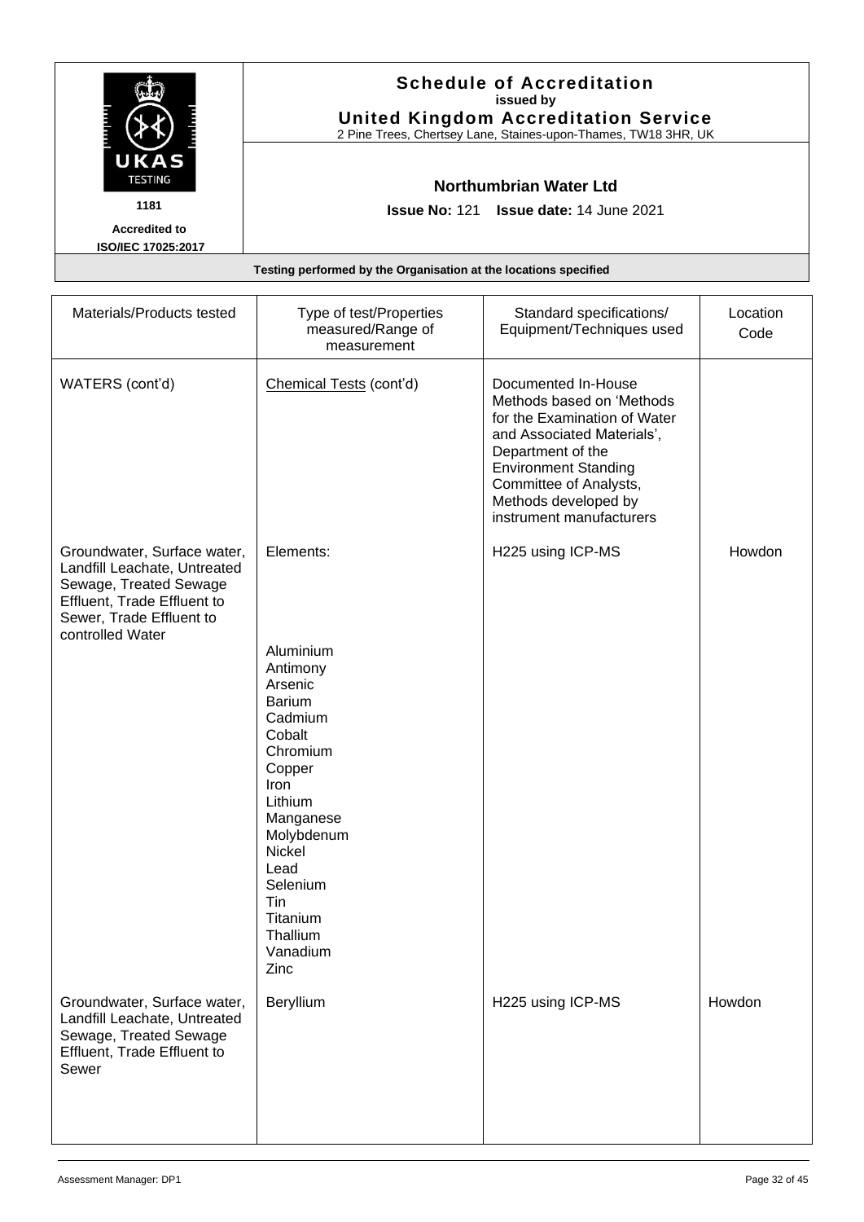# Schedule of Accreditation

issued by

**United Kingdom Accreditation Service**

2 Pine Trees, Chertsey Lane, Staines-upon-Thames, TW18 3HR, UK

UKAS TESTING 1181

Accredited to ISO/IEC 17025:2017

## Northumbrian Water Ltd

**Issue No:** 121 **Issue date:** 14 June 2021

**Testing performed by the Organisation at the locations specified**

| Materials/Products tested | Type of test/Properties measured/Range of measurement | Standard specifications/ Equipment/Techniques used | Location Code |
|---|---|---|---|
| WATERS (cont'd) | Chemical Tests (cont'd) | Documented In-House Methods based on 'Methods for the Examination of Water and Associated Materials', Department of the Environment Standing Committee of Analysts, Methods developed by instrument manufacturers | |
| Groundwater, Surface water, Landfill Leachate, Untreated Sewage, Treated Sewage Effluent, Trade Effluent to Sewer, Trade Effluent to controlled Water | Elements:<br><br>Aluminium<br>Antimony<br>Arsenic<br>Barium<br>Cadmium<br>Cobalt<br>Chromium<br>Copper<br>Iron<br>Lithium<br>Manganese<br>Molybdenum<br>Nickel<br>Lead<br>Selenium<br>Tin<br>Titanium<br>Thallium<br>Vanadium<br>Zinc | H225 using ICP-MS | Howdon |
| Groundwater, Surface water, Landfill Leachate, Untreated Sewage, Treated Sewage Effluent, Trade Effluent to Sewer | Beryllium | H225 using ICP-MS | Howdon |

Assessment Manager: DP1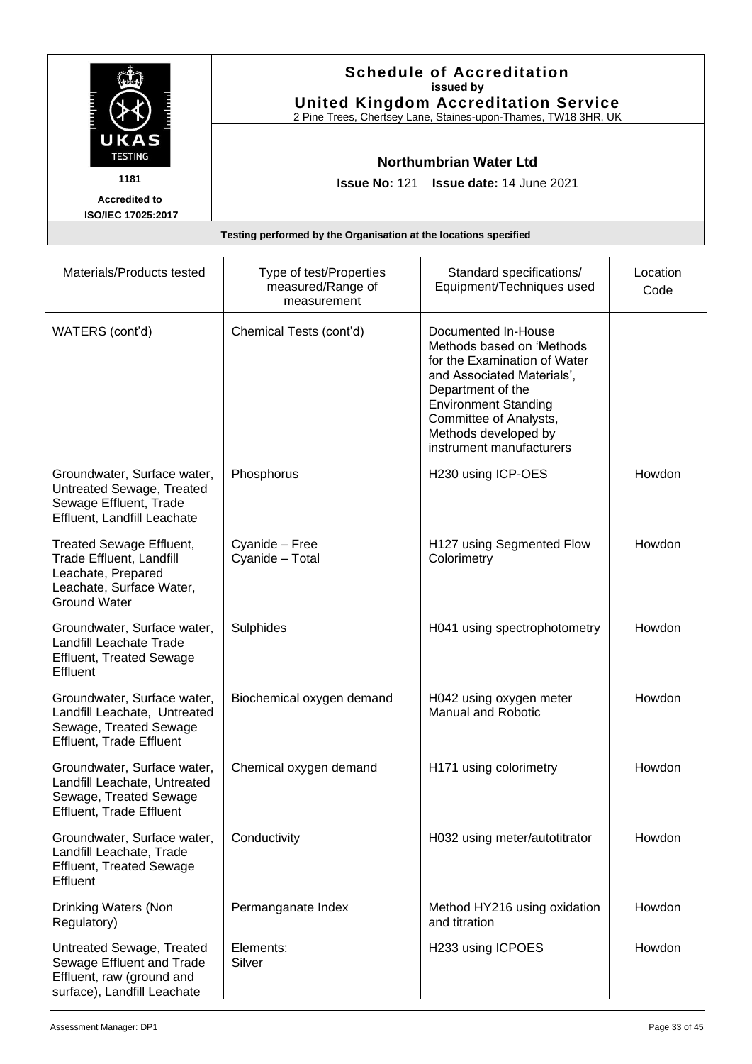# Schedule of Accreditation

**issued by**

**United Kingdom Accreditation Service**

2 Pine Trees, Chertsey Lane, Staines-upon-Thames, TW18 3HR, UK

UKAS TESTING 1181

Accredited to ISO/IEC 17025:2017

**Northumbrian Water Ltd**

**Issue No:** 121 **Issue date:** 14 June 2021

**Testing performed by the Organisation at the locations specified**

| Materials/Products tested | Type of test/Properties measured/Range of measurement | Standard specifications/ Equipment/Techniques used | Location Code |
|---|---|---|---|
| WATERS (cont'd) | Chemical Tests (cont'd) | Documented In-House Methods based on 'Methods for the Examination of Water and Associated Materials', Department of the Environment Standing Committee of Analysts, Methods developed by instrument manufacturers | |
| Groundwater, Surface water, Untreated Sewage, Treated Sewage Effluent, Trade Effluent, Landfill Leachate | Phosphorus | H230 using ICP-OES | Howdon |
| Treated Sewage Effluent, Trade Effluent, Landfill Leachate, Prepared Leachate, Surface Water, Ground Water | Cyanide – Free<br>Cyanide – Total | H127 using Segmented Flow Colorimetry | Howdon |
| Groundwater, Surface water, Landfill Leachate Trade Effluent, Treated Sewage Effluent | Sulphides | H041 using spectrophotometry | Howdon |
| Groundwater, Surface water, Landfill Leachate, Untreated Sewage, Treated Sewage Effluent, Trade Effluent | Biochemical oxygen demand | H042 using oxygen meter Manual and Robotic | Howdon |
| Groundwater, Surface water, Landfill Leachate, Untreated Sewage, Treated Sewage Effluent, Trade Effluent | Chemical oxygen demand | H171 using colorimetry | Howdon |
| Groundwater, Surface water, Landfill Leachate, Trade Effluent, Treated Sewage Effluent | Conductivity | H032 using meter/autotitrator | Howdon |
| Drinking Waters (Non Regulatory) | Permanganate Index | Method HY216 using oxidation and titration | Howdon |
| Untreated Sewage, Treated Sewage Effluent and Trade Effluent, raw (ground and surface), Landfill Leachate | Elements:<br>Silver | H233 using ICPOES | Howdon |

Assessment Manager: DP1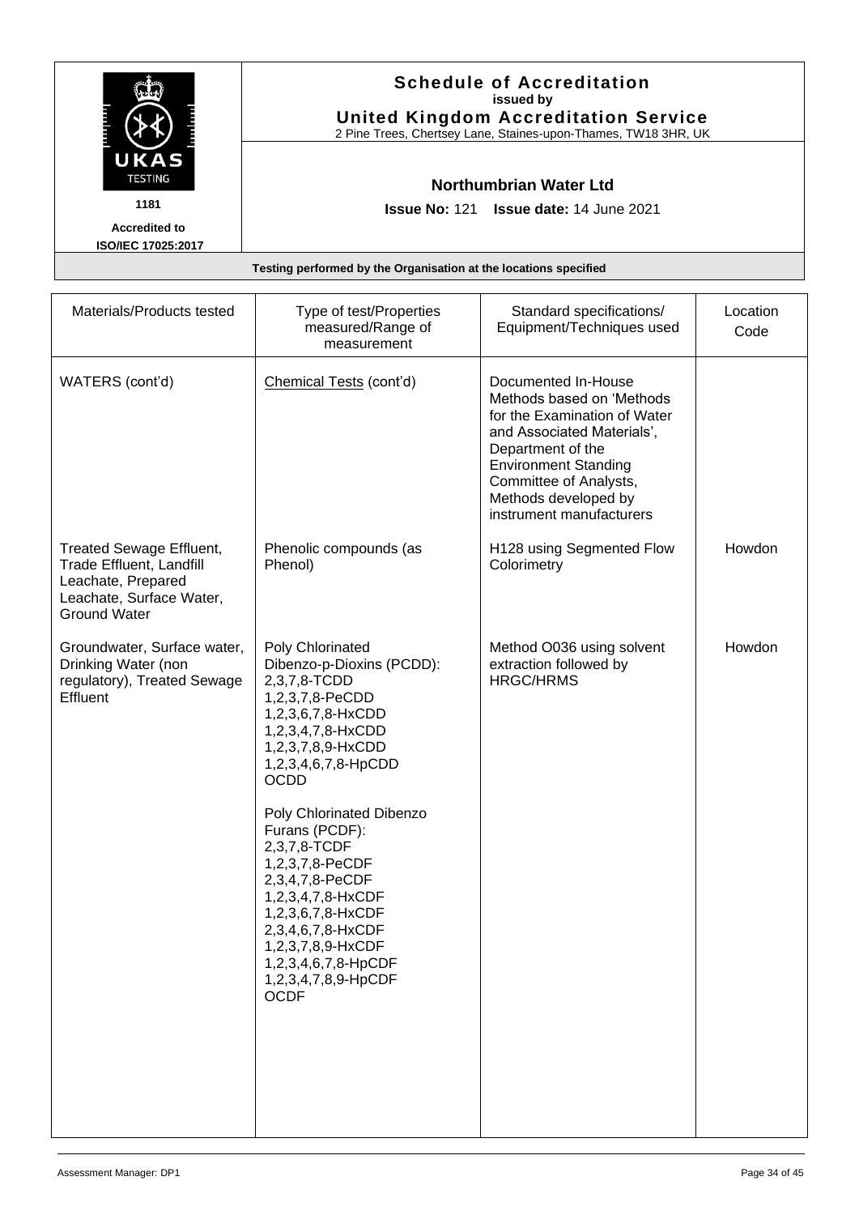**Schedule of Accreditation**
**issued by**
**United Kingdom Accreditation Service**
2 Pine Trees, Chertsey Lane, Staines-upon-Thames, TW18 3HR, UK

UKAS TESTING
1181
Accredited to ISO/IEC 17025:2017

**Northumbrian Water Ltd**

**Issue No:** 121 **Issue date:** 14 June 2021

**Testing performed by the Organisation at the locations specified**

| Materials/Products tested | Type of test/Properties measured/Range of measurement | Standard specifications/ Equipment/Techniques used | Location Code |
|---|---|---|---|
| WATERS (cont'd) | Chemical Tests (cont'd) | Documented In-House Methods based on 'Methods for the Examination of Water and Associated Materials', Department of the Environment Standing Committee of Analysts, Methods developed by instrument manufacturers | |
| Treated Sewage Effluent, Trade Effluent, Landfill Leachate, Prepared Leachate, Surface Water, Ground Water | Phenolic compounds (as Phenol) | H128 using Segmented Flow Colorimetry | Howdon |
| Groundwater, Surface water, Drinking Water (non regulatory), Treated Sewage Effluent | Poly Chlorinated Dibenzo-p-Dioxins (PCDD):<br>2,3,7,8-TCDD<br>1,2,3,7,8-PeCDD<br>1,2,3,6,7,8-HxCDD<br>1,2,3,4,7,8-HxCDD<br>1,2,3,7,8,9-HxCDD<br>1,2,3,4,6,7,8-HpCDD<br>OCDD<br><br>Poly Chlorinated Dibenzo Furans (PCDF):<br>2,3,7,8-TCDF<br>1,2,3,7,8-PeCDF<br>2,3,4,7,8-PeCDF<br>1,2,3,4,7,8-HxCDF<br>1,2,3,6,7,8-HxCDF<br>2,3,4,6,7,8-HxCDF<br>1,2,3,7,8,9-HxCDF<br>1,2,3,4,6,7,8-HpCDF<br>1,2,3,4,7,8,9-HpCDF<br>OCDF | Method O036 using solvent extraction followed by HRGC/HRMS | Howdon |

Assessment Manager: DP1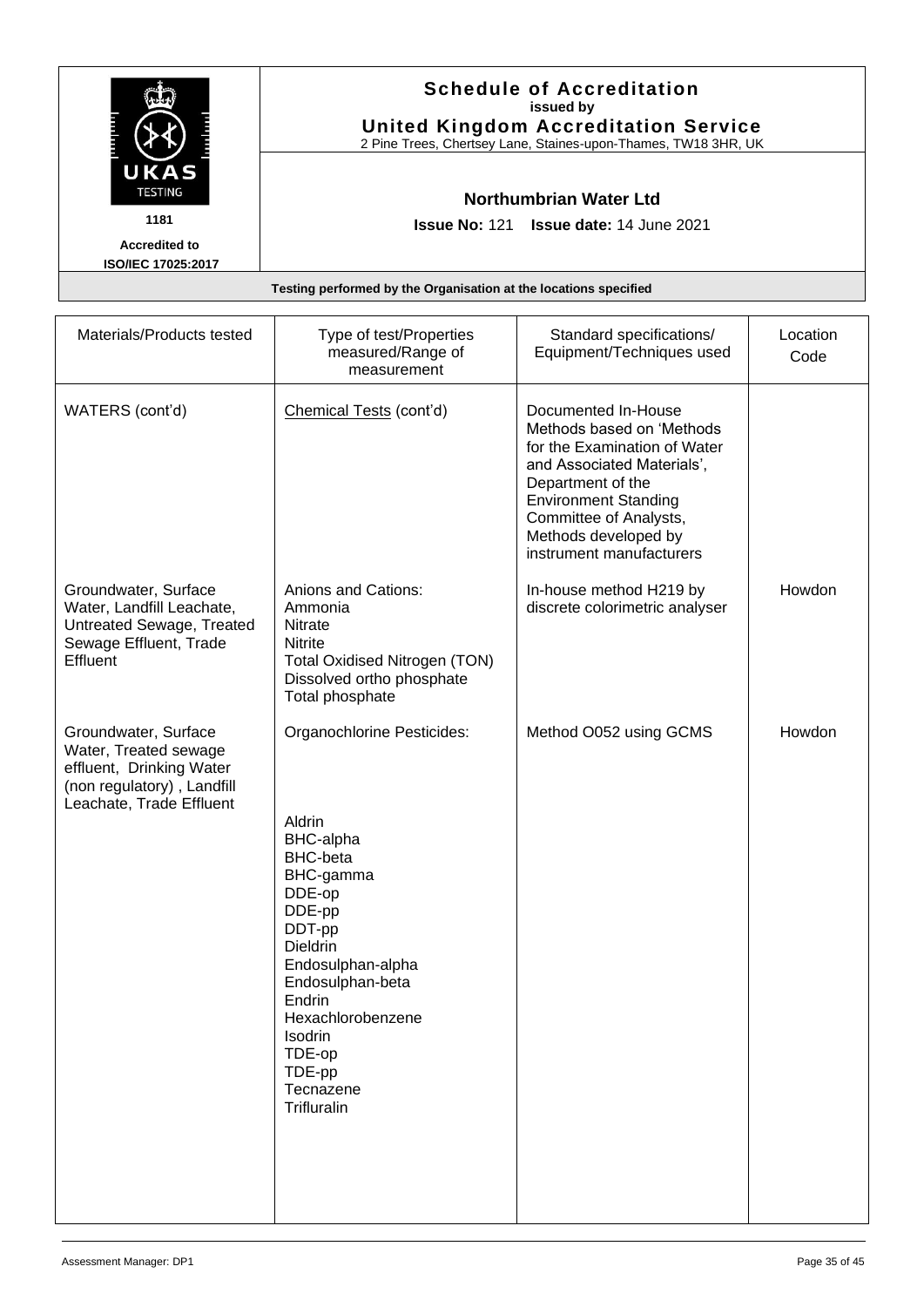**Schedule of Accreditation**
**issued by**
**United Kingdom Accreditation Service**
2 Pine Trees, Chertsey Lane, Staines-upon-Thames, TW18 3HR, UK

UKAS TESTING
1181
**Accredited to ISO/IEC 17025:2017**

**Northumbrian Water Ltd**

**Issue No:** 121 **Issue date:** 14 June 2021

**Testing performed by the Organisation at the locations specified**

| Materials/Products tested | Type of test/Properties measured/Range of measurement | Standard specifications/ Equipment/Techniques used | Location Code |
|---|---|---|---|
| WATERS (cont'd) | Chemical Tests (cont'd) | Documented In-House Methods based on 'Methods for the Examination of Water and Associated Materials', Department of the Environment Standing Committee of Analysts, Methods developed by instrument manufacturers | |
| Groundwater, Surface Water, Landfill Leachate, Untreated Sewage, Treated Sewage Effluent, Trade Effluent | Anions and Cations:<br>Ammonia<br>Nitrate<br>Nitrite<br>Total Oxidised Nitrogen (TON)<br>Dissolved ortho phosphate<br>Total phosphate | In-house method H219 by discrete colorimetric analyser | Howdon |
| Groundwater, Surface Water, Treated sewage effluent, Drinking Water (non regulatory), Landfill Leachate, Trade Effluent | Organochlorine Pesticides:<br><br>Aldrin<br>BHC-alpha<br>BHC-beta<br>BHC-gamma<br>DDE-op<br>DDE-pp<br>DDT-pp<br>Dieldrin<br>Endosulphan-alpha<br>Endosulphan-beta<br>Endrin<br>Hexachlorobenzene<br>Isodrin<br>TDE-op<br>TDE-pp<br>Tecnazene<br>Trifluralin | Method O052 using GCMS | Howdon |

Assessment Manager: DP1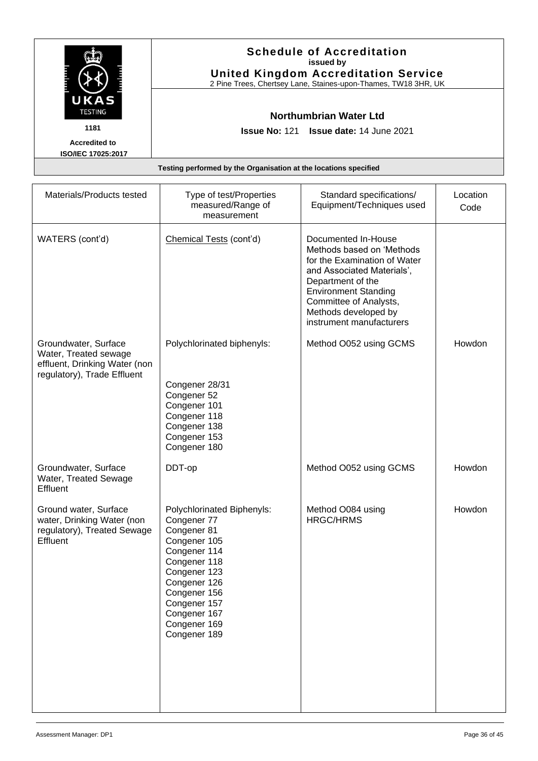# Schedule of Accreditation
issued by
**United Kingdom Accreditation Service**
2 Pine Trees, Chertsey Lane, Staines-upon-Thames, TW18 3HR, UK

UKAS TESTING
1181
**Accredited to ISO/IEC 17025:2017**

## Northumbrian Water Ltd

**Issue No:** 121 **Issue date:** 14 June 2021

**Testing performed by the Organisation at the locations specified**

| Materials/Products tested | Type of test/Properties measured/Range of measurement | Standard specifications/ Equipment/Techniques used | Location Code |
|---|---|---|---|
| WATERS (cont'd) | Chemical Tests (cont'd) | Documented In-House Methods based on 'Methods for the Examination of Water and Associated Materials', Department of the Environment Standing Committee of Analysts, Methods developed by instrument manufacturers | |
| Groundwater, Surface Water, Treated sewage effluent, Drinking Water (non regulatory), Trade Effluent | Polychlorinated biphenyls:<br><br>Congener 28/31<br>Congener 52<br>Congener 101<br>Congener 118<br>Congener 138<br>Congener 153<br>Congener 180 | Method O052 using GCMS | Howdon |
| Groundwater, Surface Water, Treated Sewage Effluent | DDT-op | Method O052 using GCMS | Howdon |
| Ground water, Surface water, Drinking Water (non regulatory), Treated Sewage Effluent | Polychlorinated Biphenyls:<br>Congener 77<br>Congener 81<br>Congener 105<br>Congener 114<br>Congener 118<br>Congener 123<br>Congener 126<br>Congener 156<br>Congener 157<br>Congener 167<br>Congener 169<br>Congener 189 | Method O084 using HRGC/HRMS | Howdon |

Assessment Manager: DP1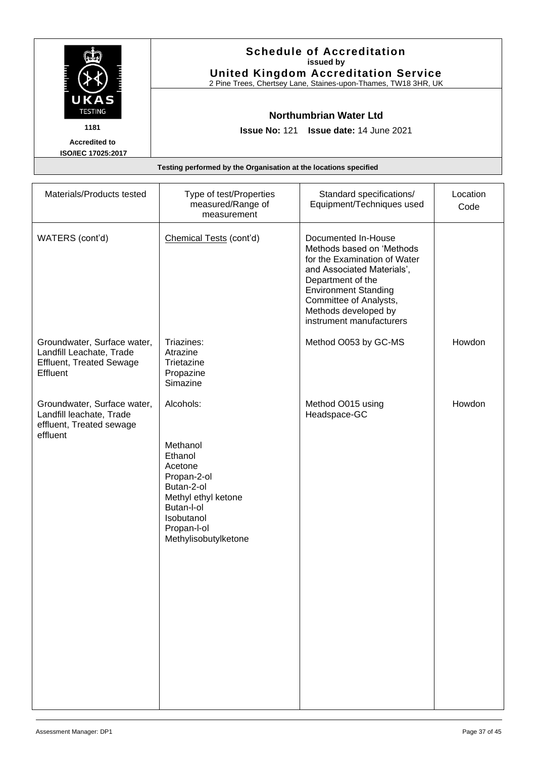# Schedule of Accreditation
**issued by**
**United Kingdom Accreditation Service**
2 Pine Trees, Chertsey Lane, Staines-upon-Thames, TW18 3HR, UK

1181
**Accredited to ISO/IEC 17025:2017**

**Northumbrian Water Ltd**

**Issue No:** 121 **Issue date:** 14 June 2021

**Testing performed by the Organisation at the locations specified**

| Materials/Products tested | Type of test/Properties measured/Range of measurement | Standard specifications/ Equipment/Techniques used | Location Code |
|---|---|---|---|
| WATERS (cont'd) | Chemical Tests (cont'd) | Documented In-House Methods based on 'Methods for the Examination of Water and Associated Materials', Department of the Environment Standing Committee of Analysts, Methods developed by instrument manufacturers | |
| Groundwater, Surface water, Landfill Leachate, Trade Effluent, Treated Sewage Effluent | Triazines:<br>Atrazine<br>Trietazine<br>Propazine<br>Simazine | Method O053 by GC-MS | Howdon |
| Groundwater, Surface water, Landfill leachate, Trade effluent, Treated sewage effluent | Alcohols:<br><br>Methanol<br>Ethanol<br>Acetone<br>Propan-2-ol<br>Butan-2-ol<br>Methyl ethyl ketone<br>Butan-l-ol<br>Isobutanol<br>Propan-l-ol<br>Methylisobutylketone | Method O015 using Headspace-GC | Howdon |

Assessment Manager: DP1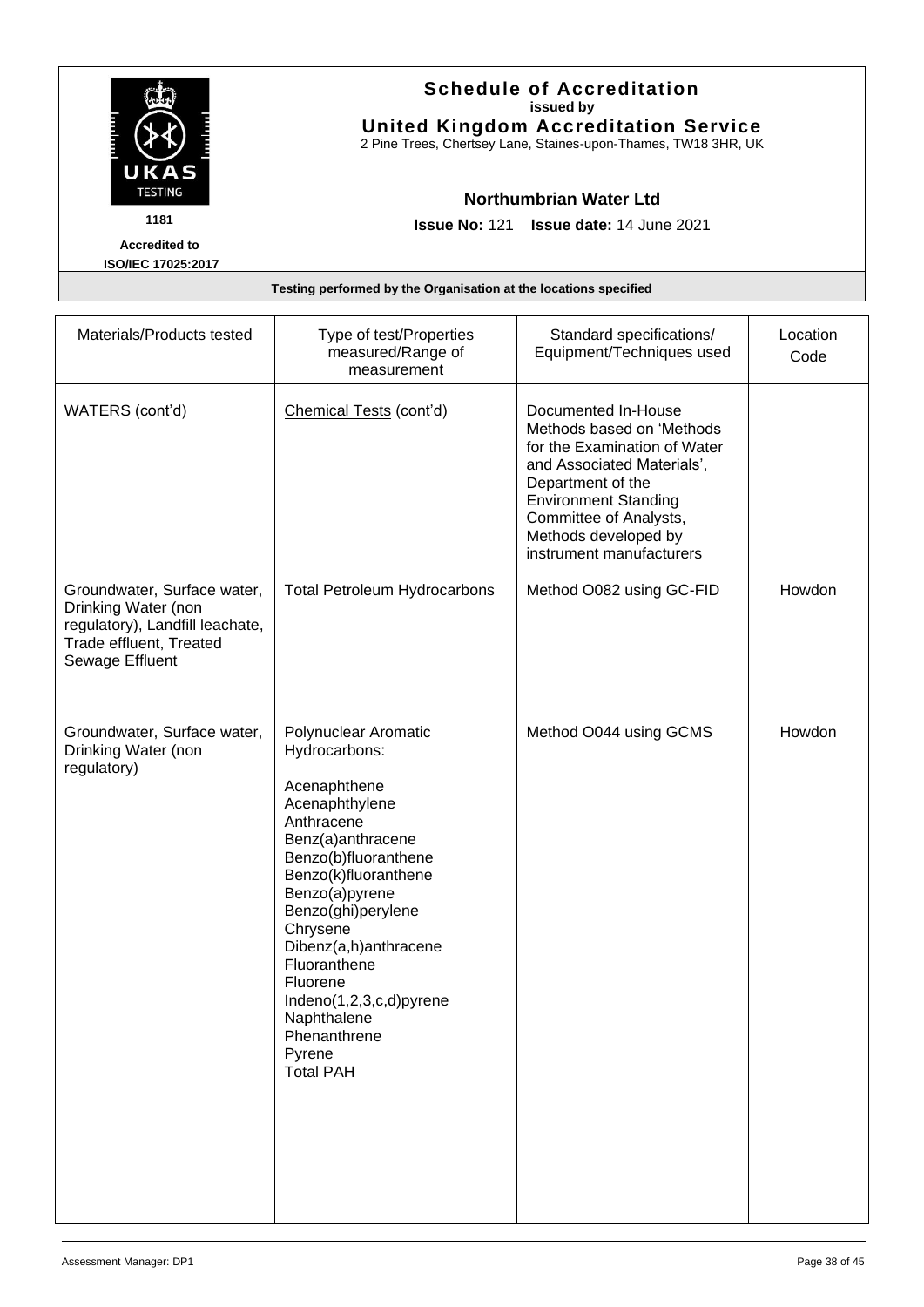**Schedule of Accreditation**
issued by
**United Kingdom Accreditation Service**
2 Pine Trees, Chertsey Lane, Staines-upon-Thames, TW18 3HR, UK

UKAS TESTING
1181
Accredited to ISO/IEC 17025:2017

**Northumbrian Water Ltd**

**Issue No:** 121 **Issue date:** 14 June 2021

**Testing performed by the Organisation at the locations specified**

| Materials/Products tested | Type of test/Properties measured/Range of measurement | Standard specifications/ Equipment/Techniques used | Location Code |
|---|---|---|---|
| WATERS (cont'd) | Chemical Tests (cont'd) | Documented In-House Methods based on 'Methods for the Examination of Water and Associated Materials', Department of the Environment Standing Committee of Analysts, Methods developed by instrument manufacturers | |
| Groundwater, Surface water, Drinking Water (non regulatory), Landfill leachate, Trade effluent, Treated Sewage Effluent | Total Petroleum Hydrocarbons | Method O082 using GC-FID | Howdon |
| Groundwater, Surface water, Drinking Water (non regulatory) | Polynuclear Aromatic Hydrocarbons:<br><br>Acenaphthene<br>Acenaphthylene<br>Anthracene<br>Benz(a)anthracene<br>Benzo(b)fluoranthene<br>Benzo(k)fluoranthene<br>Benzo(a)pyrene<br>Benzo(ghi)perylene<br>Chrysene<br>Dibenz(a,h)anthracene<br>Fluoranthene<br>Fluorene<br>Indeno(1,2,3,c,d)pyrene<br>Naphthalene<br>Phenanthrene<br>Pyrene<br>Total PAH | Method O044 using GCMS | Howdon |

Assessment Manager: DP1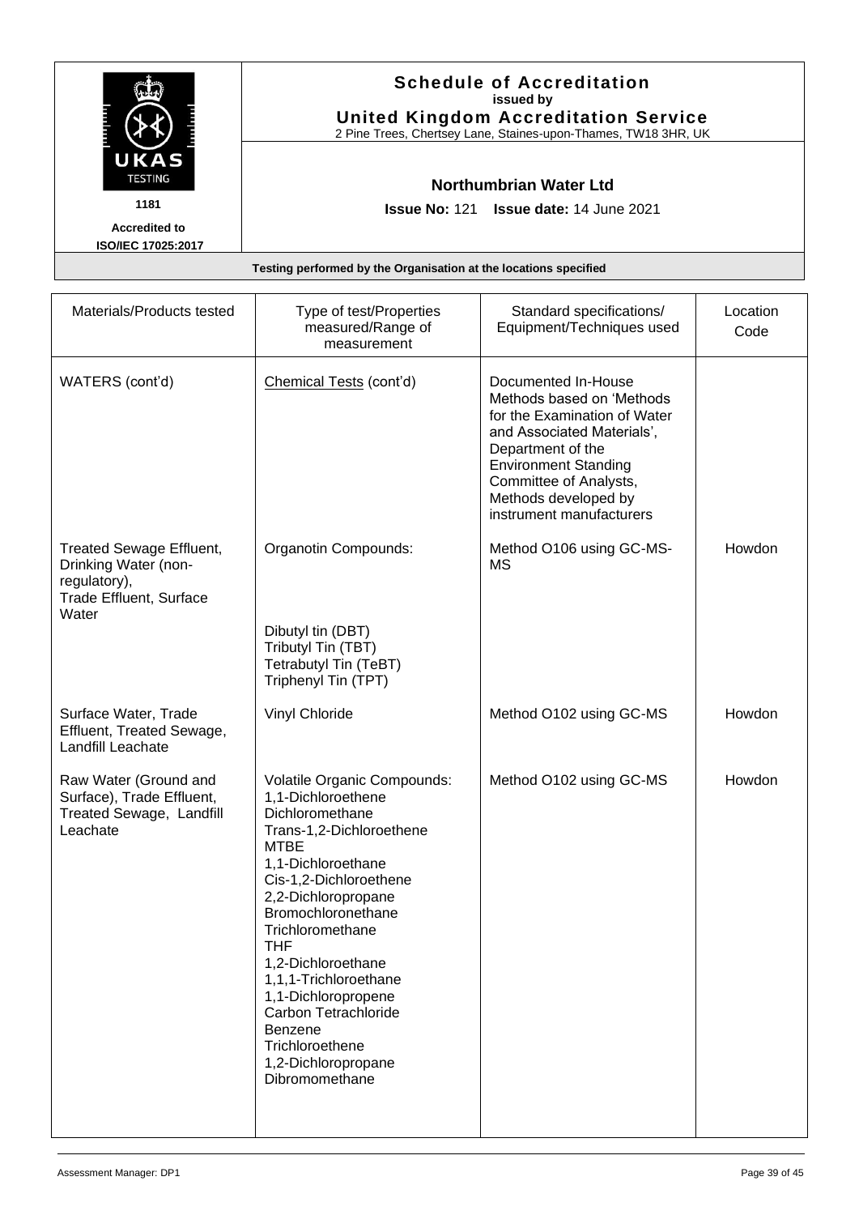# Schedule of Accreditation
**issued by**
**United Kingdom Accreditation Service**
2 Pine Trees, Chertsey Lane, Staines-upon-Thames, TW18 3HR, UK

1181
**Accredited to ISO/IEC 17025:2017**

**Northumbrian Water Ltd**

**Issue No:** 121 **Issue date:** 14 June 2021

**Testing performed by the Organisation at the locations specified**

| Materials/Products tested | Type of test/Properties measured/Range of measurement | Standard specifications/ Equipment/Techniques used | Location Code |
|---|---|---|---|
| WATERS (cont'd) | Chemical Tests (cont'd) | Documented In-House Methods based on 'Methods for the Examination of Water and Associated Materials', Department of the Environment Standing Committee of Analysts, Methods developed by instrument manufacturers | |
| Treated Sewage Effluent, Drinking Water (non-regulatory), Trade Effluent, Surface Water | Organotin Compounds:<br><br>Dibutyl tin (DBT)<br>Tributyl Tin (TBT)<br>Tetrabutyl Tin (TeBT)<br>Triphenyl Tin (TPT) | Method O106 using GC-MS-MS | Howdon |
| Surface Water, Trade Effluent, Treated Sewage, Landfill Leachate | Vinyl Chloride | Method O102 using GC-MS | Howdon |
| Raw Water (Ground and Surface), Trade Effluent, Treated Sewage, Landfill Leachate | Volatile Organic Compounds:<br>1,1-Dichloroethene<br>Dichloromethane<br>Trans-1,2-Dichloroethene<br>MTBE<br>1,1-Dichloroethane<br>Cis-1,2-Dichloroethene<br>2,2-Dichloropropane<br>Bromochloronethane<br>Trichloromethane<br>THF<br>1,2-Dichloroethane<br>1,1,1-Trichloroethane<br>1,1-Dichloropropene<br>Carbon Tetrachloride<br>Benzene<br>Trichloroethene<br>1,2-Dichloropropane<br>Dibromomethane | Method O102 using GC-MS | Howdon |

Assessment Manager: DP1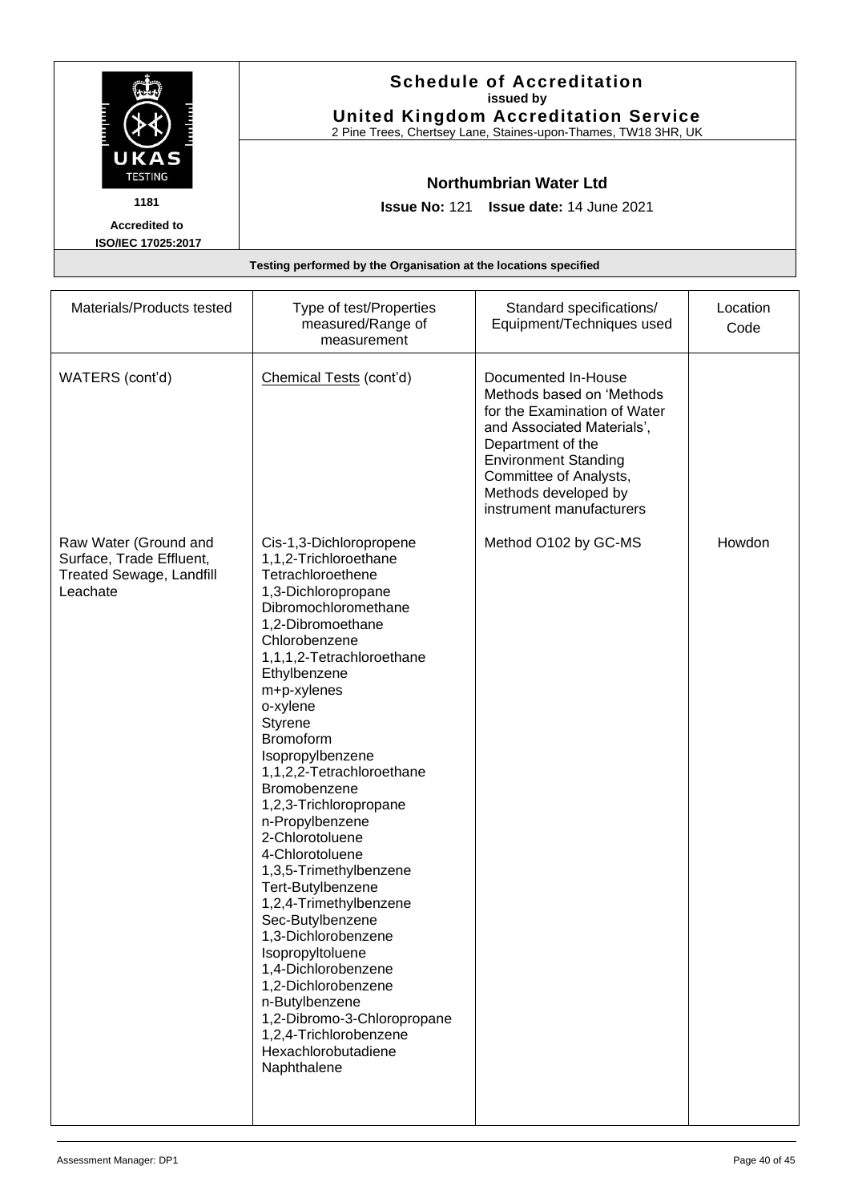# Schedule of Accreditation

**issued by**

**United Kingdom Accreditation Service**

2 Pine Trees, Chertsey Lane, Staines-upon-Thames, TW18 3HR, UK

UKAS TESTING 1181

Accredited to ISO/IEC 17025:2017

**Northumbrian Water Ltd**

**Issue No:** 121 **Issue date:** 14 June 2021

**Testing performed by the Organisation at the locations specified**

| Materials/Products tested | Type of test/Properties measured/Range of measurement | Standard specifications/ Equipment/Techniques used | Location Code |
|---|---|---|---|
| WATERS (cont'd) | Chemical Tests (cont'd) | Documented In-House Methods based on 'Methods for the Examination of Water and Associated Materials', Department of the Environment Standing Committee of Analysts, Methods developed by instrument manufacturers | |
| Raw Water (Ground and Surface, Trade Effluent, Treated Sewage, Landfill Leachate | Cis-1,3-Dichloropropene<br>1,1,2-Trichloroethane<br>Tetrachloroethene<br>1,3-Dichloropropane<br>Dibromochloromethane<br>1,2-Dibromoethane<br>Chlorobenzene<br>1,1,1,2-Tetrachloroethane<br>Ethylbenzene<br>m+p-xylenes<br>o-xylene<br>Styrene<br>Bromoform<br>Isopropylbenzene<br>1,1,2,2-Tetrachloroethane<br>Bromobenzene<br>1,2,3-Trichloropropane<br>n-Propylbenzene<br>2-Chlorotoluene<br>4-Chlorotoluene<br>1,3,5-Trimethylbenzene<br>Tert-Butylbenzene<br>1,2,4-Trimethylbenzene<br>Sec-Butylbenzene<br>1,3-Dichlorobenzene<br>Isopropyltoluene<br>1,4-Dichlorobenzene<br>1,2-Dichlorobenzene<br>n-Butylbenzene<br>1,2-Dibromo-3-Chloropropane<br>1,2,4-Trichlorobenzene<br>Hexachlorobutadiene<br>Naphthalene | Method O102 by GC-MS | Howdon |

Assessment Manager: DP1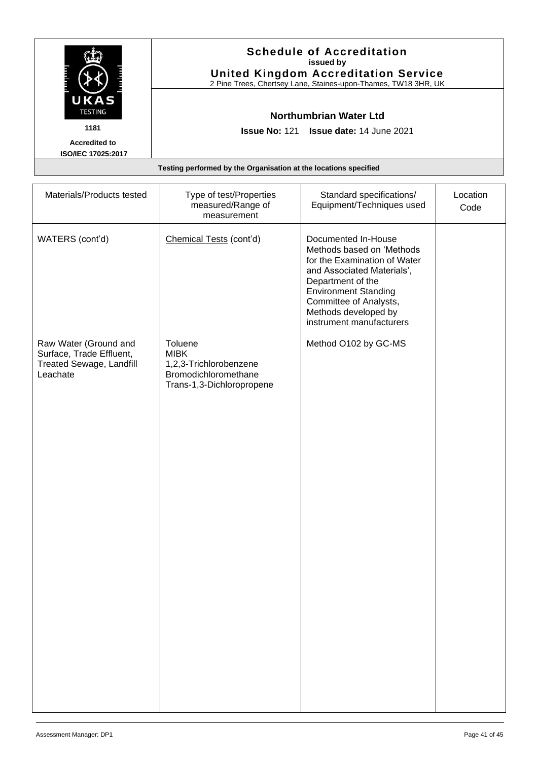**Schedule of Accreditation**
**issued by**
**United Kingdom Accreditation Service**
2 Pine Trees, Chertsey Lane, Staines-upon-Thames, TW18 3HR, UK

UKAS TESTING
**1181**
**Accredited to ISO/IEC 17025:2017**

**Northumbrian Water Ltd**

**Issue No:** 121 **Issue date:** 14 June 2021

**Testing performed by the Organisation at the locations specified**

| Materials/Products tested | Type of test/Properties measured/Range of measurement | Standard specifications/ Equipment/Techniques used | Location Code |
|---|---|---|---|
| WATERS (cont'd) | Chemical Tests (cont'd) | Documented In-House Methods based on 'Methods for the Examination of Water and Associated Materials', Department of the Environment Standing Committee of Analysts, Methods developed by instrument manufacturers | |
| Raw Water (Ground and Surface, Trade Effluent, Treated Sewage, Landfill Leachate | Toluene<br>MIBK<br>1,2,3-Trichlorobenzene<br>Bromodichloromethane<br>Trans-1,3-Dichloropropene | Method O102 by GC-MS | |

Assessment Manager: DP1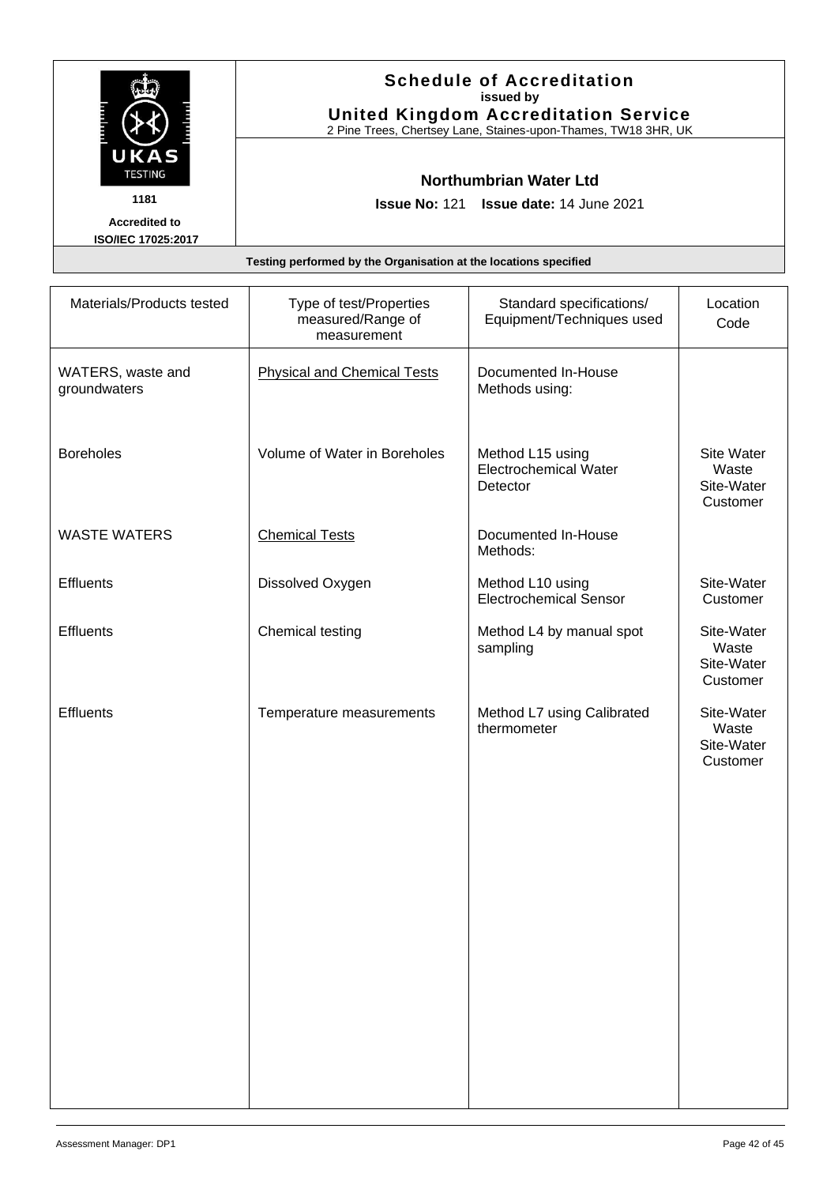# Schedule of Accreditation
**issued by**
**United Kingdom Accreditation Service**
2 Pine Trees, Chertsey Lane, Staines-upon-Thames, TW18 3HR, UK

UKAS TESTING
1181
**Accredited to ISO/IEC 17025:2017**

## Northumbrian Water Ltd

**Issue No:** 121 **Issue date:** 14 June 2021

**Testing performed by the Organisation at the locations specified**

| Materials/Products tested | Type of test/Properties measured/Range of measurement | Standard specifications/ Equipment/Techniques used | Location Code |
|---|---|---|---|
| WATERS, waste and groundwaters | Physical and Chemical Tests | Documented In-House Methods using: | |
| Boreholes | Volume of Water in Boreholes | Method L15 using Electrochemical Water Detector | Site Water Waste<br>Site-Water Customer |
| WASTE WATERS | Chemical Tests | Documented In-House Methods: | |
| Effluents | Dissolved Oxygen | Method L10 using Electrochemical Sensor | Site-Water Customer |
| Effluents | Chemical testing | Method L4 by manual spot sampling | Site-Water Waste<br>Site-Water Customer |
| Effluents | Temperature measurements | Method L7 using Calibrated thermometer | Site-Water Waste<br>Site-Water Customer |

Assessment Manager: DP1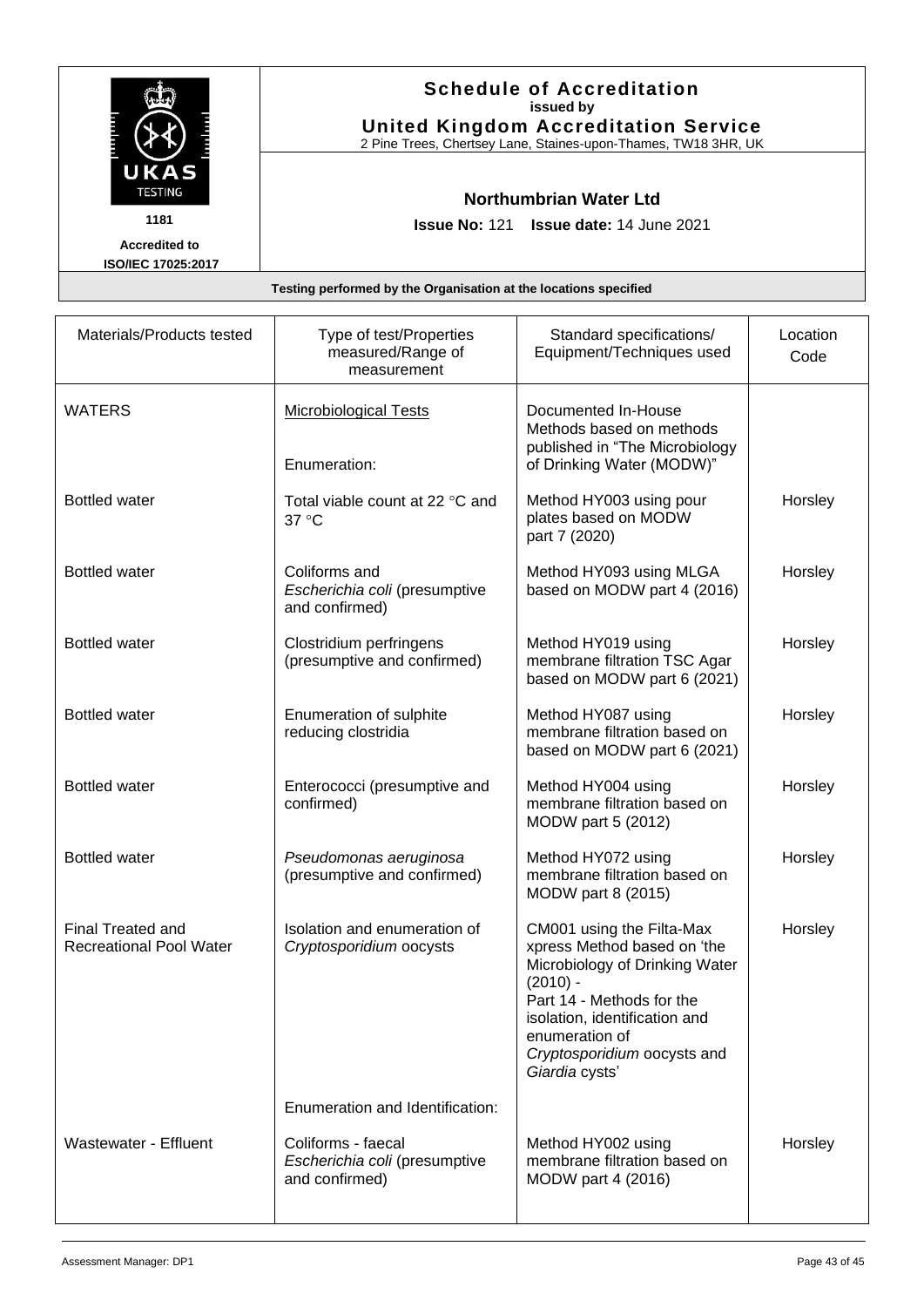# Schedule of Accreditation
issued by
**United Kingdom Accreditation Service**
2 Pine Trees, Chertsey Lane, Staines-upon-Thames, TW18 3HR, UK

UKAS TESTING
1181
Accredited to ISO/IEC 17025:2017

**Northumbrian Water Ltd**

**Issue No:** 121 **Issue date:** 14 June 2021

**Testing performed by the Organisation at the locations specified**

| Materials/Products tested | Type of test/Properties measured/Range of measurement | Standard specifications/ Equipment/Techniques used | Location Code |
|---|---|---|---|
| WATERS | Microbiological Tests<br><br>Enumeration: | Documented In-House Methods based on methods published in "The Microbiology of Drinking Water (MODW)" | |
| Bottled water | Total viable count at 22 °C and 37 °C | Method HY003 using pour plates based on MODW part 7 (2020) | Horsley |
| Bottled water | Coliforms and *Escherichia coli* (presumptive and confirmed) | Method HY093 using MLGA based on MODW part 4 (2016) | Horsley |
| Bottled water | Clostridium perfringens (presumptive and confirmed) | Method HY019 using membrane filtration TSC Agar based on MODW part 6 (2021) | Horsley |
| Bottled water | Enumeration of sulphite reducing clostridia | Method HY087 using membrane filtration based on based on MODW part 6 (2021) | Horsley |
| Bottled water | Enterococci (presumptive and confirmed) | Method HY004 using membrane filtration based on MODW part 5 (2012) | Horsley |
| Bottled water | *Pseudomonas aeruginosa* (presumptive and confirmed) | Method HY072 using membrane filtration based on MODW part 8 (2015) | Horsley |
| Final Treated and Recreational Pool Water | Isolation and enumeration of *Cryptosporidium* oocysts | CM001 using the Filta-Max xpress Method based on 'the Microbiology of Drinking Water (2010) - Part 14 - Methods for the isolation, identification and enumeration of *Cryptosporidium* oocysts and *Giardia* cysts' | Horsley |
| | Enumeration and Identification: | | |
| Wastewater - Effluent | Coliforms - faecal *Escherichia coli* (presumptive and confirmed) | Method HY002 using membrane filtration based on MODW part 4 (2016) | Horsley |

Assessment Manager: DP1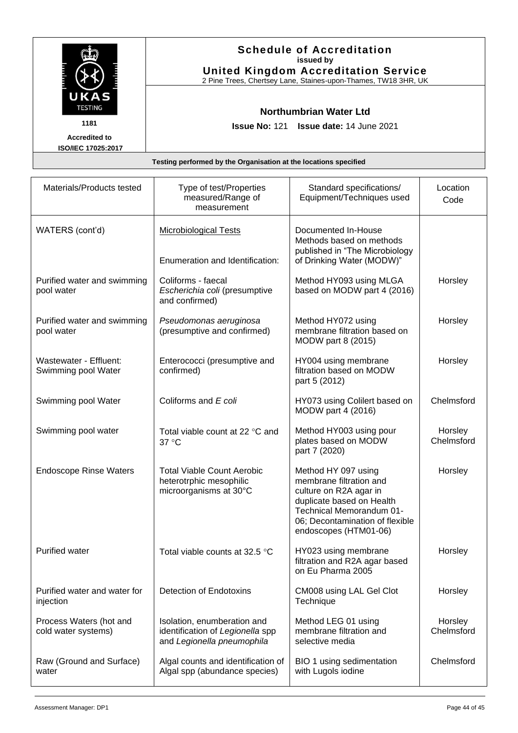**Schedule of Accreditation**
**issued by**
**United Kingdom Accreditation Service**
2 Pine Trees, Chertsey Lane, Staines-upon-Thames, TW18 3HR, UK

1181
**Accredited to ISO/IEC 17025:2017**

**Northumbrian Water Ltd**

**Issue No:** 121 **Issue date:** 14 June 2021

**Testing performed by the Organisation at the locations specified**

| Materials/Products tested | Type of test/Properties measured/Range of measurement | Standard specifications/ Equipment/Techniques used | Location Code |
|---|---|---|---|
| WATERS (cont'd) | Microbiological Tests<br><br>Enumeration and Identification: | Documented In-House Methods based on methods published in "The Microbiology of Drinking Water (MODW)" | |
| Purified water and swimming pool water | Coliforms - faecal *Escherichia coli* (presumptive and confirmed) | Method HY093 using MLGA based on MODW part 4 (2016) | Horsley |
| Purified water and swimming pool water | *Pseudomonas aeruginosa* (presumptive and confirmed) | Method HY072 using membrane filtration based on MODW part 8 (2015) | Horsley |
| Wastewater - Effluent: Swimming pool Water | Enterococci (presumptive and confirmed) | HY004 using membrane filtration based on MODW part 5 (2012) | Horsley |
| Swimming pool Water | Coliforms and *E coli* | HY073 using Colilert based on MODW part 4 (2016) | Chelmsford |
| Swimming pool water | Total viable count at 22 °C and 37 °C | Method HY003 using pour plates based on MODW part 7 (2020) | Horsley<br>Chelmsford |
| Endoscope Rinse Waters | Total Viable Count Aerobic heterotrphic mesophilic microorganisms at 30°C | Method HY 097 using membrane filtration and culture on R2A agar in duplicate based on Health Technical Memorandum 01-06; Decontamination of flexible endoscopes (HTM01-06) | Horsley |
| Purified water | Total viable counts at 32.5 °C | HY023 using membrane filtration and R2A agar based on Eu Pharma 2005 | Horsley |
| Purified water and water for injection | Detection of Endotoxins | CM008 using LAL Gel Clot Technique | Horsley |
| Process Waters (hot and cold water systems) | Isolation, enumeration and identification of *Legionella* spp and *Legionella pneumophila* | Method LEG 01 using membrane filtration and selective media | Horsley<br>Chelmsford |
| Raw (Ground and Surface) water | Algal counts and identification of Algal spp (abundance species) | BIO 1 using sedimentation with Lugols iodine | Chelmsford |

Assessment Manager: DP1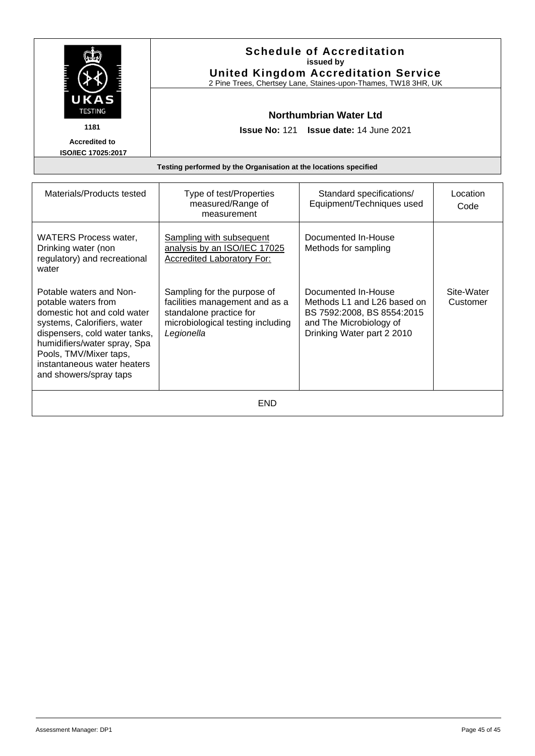**Schedule of Accreditation**
**issued by**
**United Kingdom Accreditation Service**
2 Pine Trees, Chertsey Lane, Staines-upon-Thames, TW18 3HR, UK

UKAS TESTING

1181

**Accredited to ISO/IEC 17025:2017**

**Northumbrian Water Ltd**

**Issue No:** 121 **Issue date:** 14 June 2021

**Testing performed by the Organisation at the locations specified**

| Materials/Products tested | Type of test/Properties measured/Range of measurement | Standard specifications/ Equipment/Techniques used | Location Code |
|---|---|---|---|
| WATERS Process water, Drinking water (non regulatory) and recreational water | Sampling with subsequent analysis by an ISO/IEC 17025 Accredited Laboratory For: | Documented In-House Methods for sampling | |
| Potable waters and Non-potable waters from domestic hot and cold water systems, Calorifiers, water dispensers, cold water tanks, humidifiers/water spray, Spa Pools, TMV/Mixer taps, instantaneous water heaters and showers/spray taps | Sampling for the purpose of facilities management and as a standalone practice for microbiological testing including *Legionella* | Documented In-House Methods L1 and L26 based on BS 7592:2008, BS 8554:2015 and The Microbiology of Drinking Water part 2 2010 | Site-Water Customer |

END

Assessment Manager: DP1